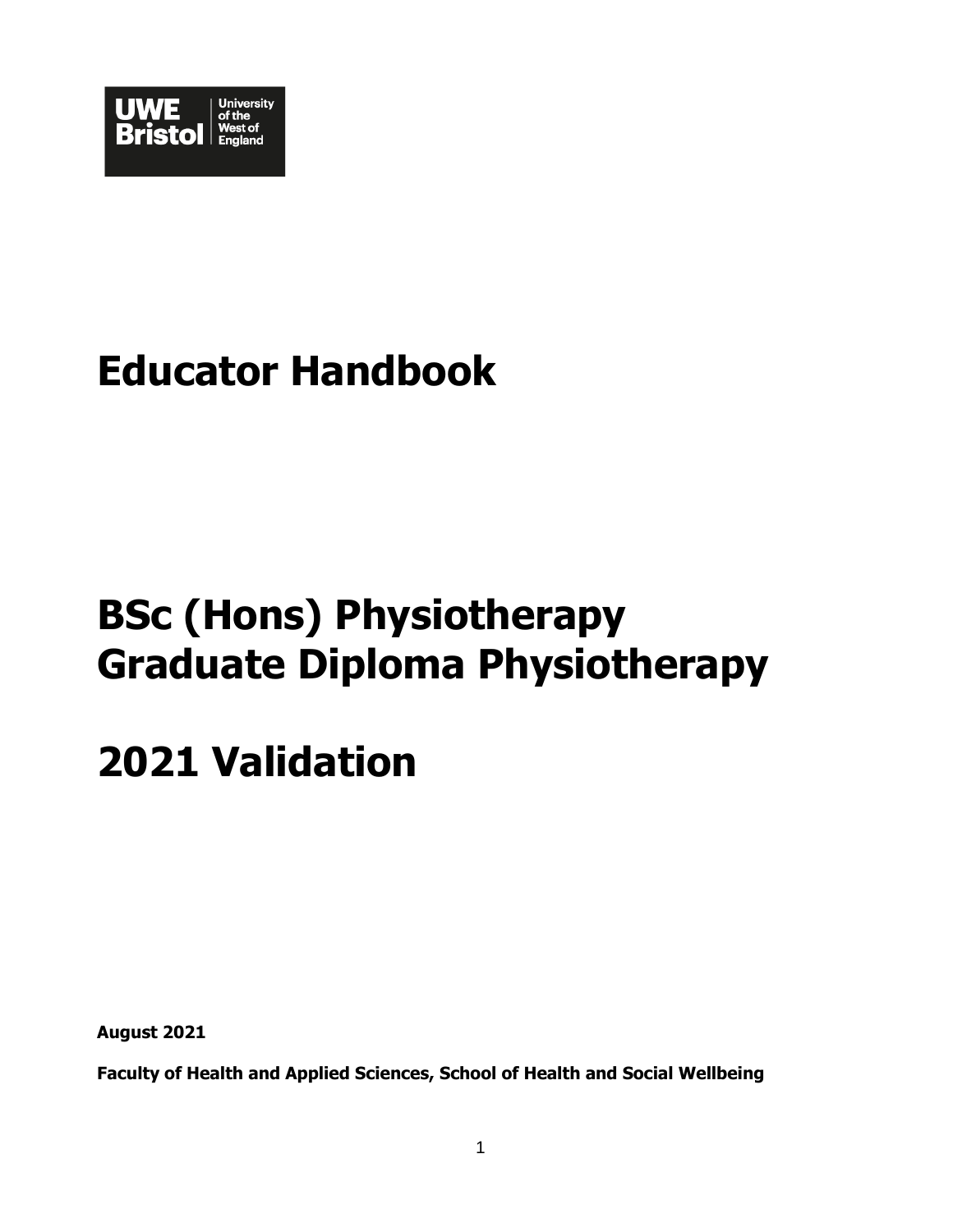UWE Bristol | University of the West of England

# Educator Handbook

# BSc (Hons) Physiotherapy
# Graduate Diploma Physiotherapy

# 2021 Validation

**August 2021**

**Faculty of Health and Applied Sciences, School of Health and Social Wellbeing**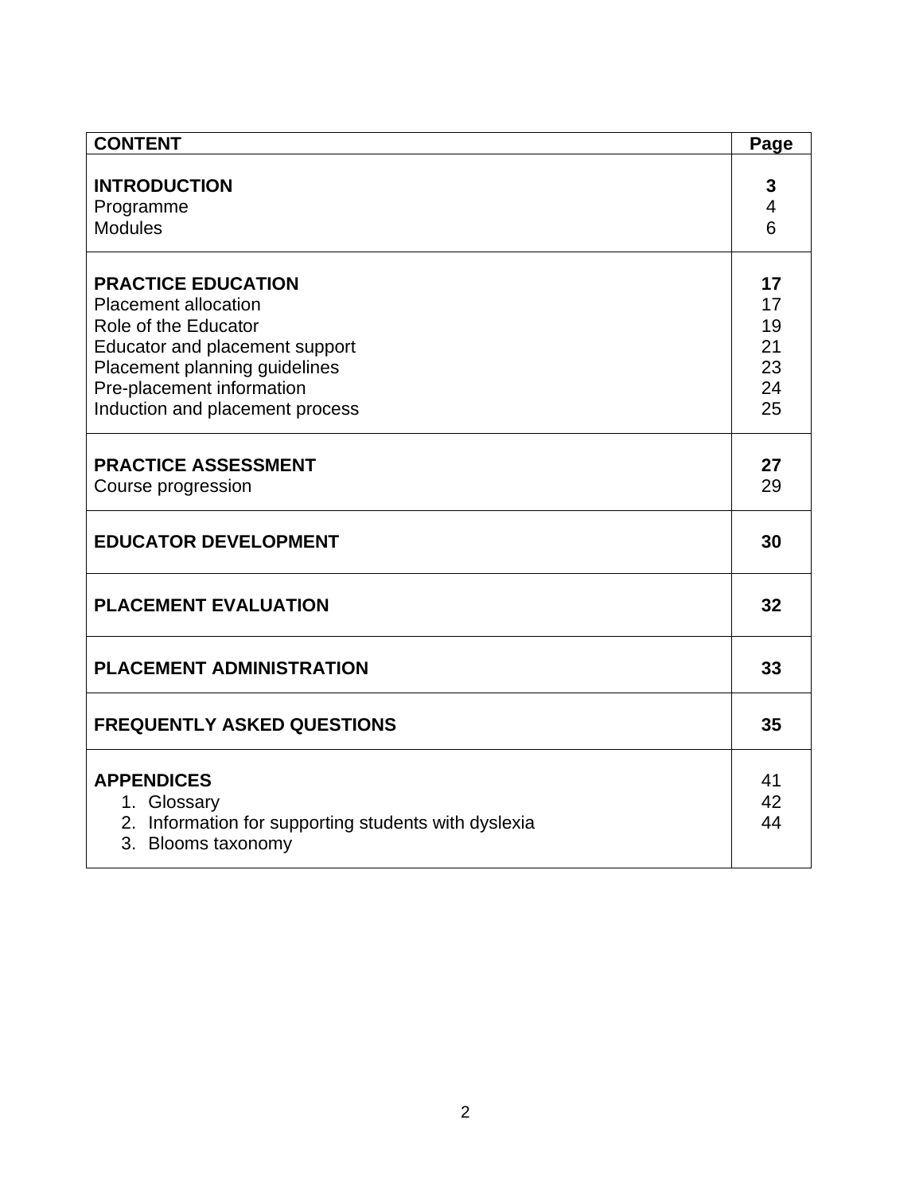| CONTENT | Page |
|---|---|
| **INTRODUCTION** | **3** |
| Programme | 4 |
| Modules | 6 |
| **PRACTICE EDUCATION** | **17** |
| Placement allocation | 17 |
| Role of the Educator | 19 |
| Educator and placement support | 21 |
| Placement planning guidelines | 23 |
| Pre-placement information | 24 |
| Induction and placement process | 25 |
| **PRACTICE ASSESSMENT** | **27** |
| Course progression | 29 |
| **EDUCATOR DEVELOPMENT** | **30** |
| **PLACEMENT EVALUATION** | **32** |
| **PLACEMENT ADMINISTRATION** | **33** |
| **FREQUENTLY ASKED QUESTIONS** | **35** |
| **APPENDICES** | 41 |
| 1. Glossary | 42 |
| 2. Information for supporting students with dyslexia | 44 |
| 3. Blooms taxonomy | |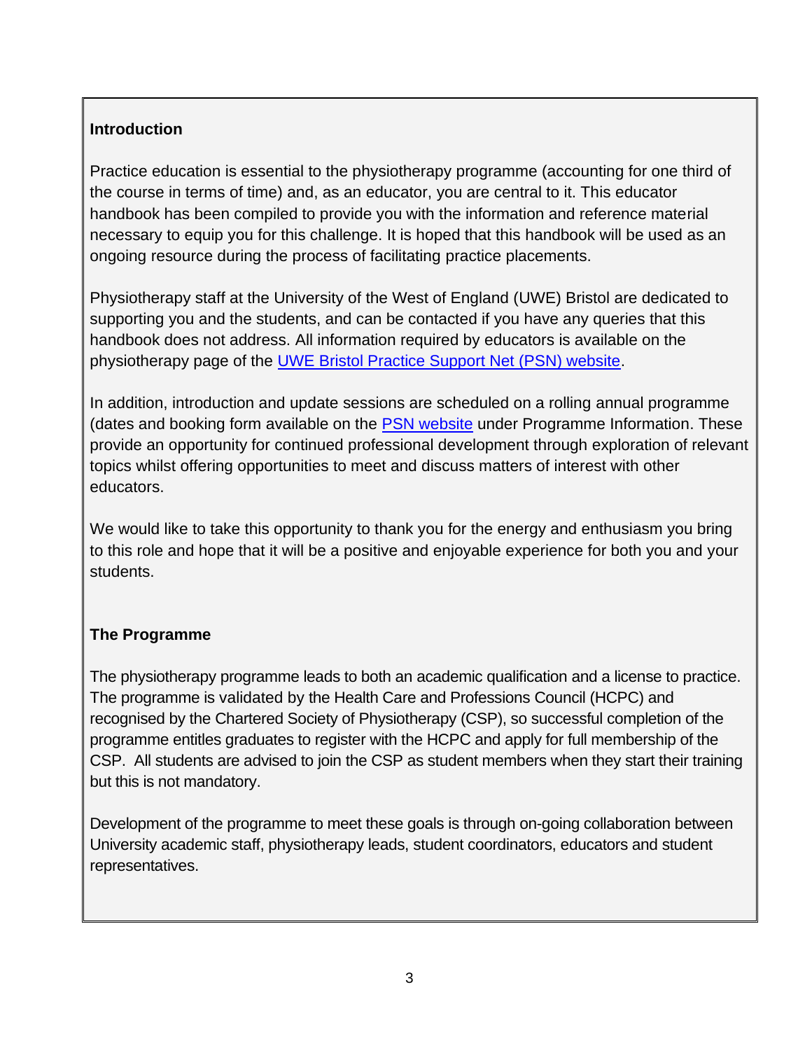## Introduction

Practice education is essential to the physiotherapy programme (accounting for one third of the course in terms of time) and, as an educator, you are central to it. This educator handbook has been compiled to provide you with the information and reference material necessary to equip you for this challenge. It is hoped that this handbook will be used as an ongoing resource during the process of facilitating practice placements.

Physiotherapy staff at the University of the West of England (UWE) Bristol are dedicated to supporting you and the students, and can be contacted if you have any queries that this handbook does not address. All information required by educators is available on the physiotherapy page of the UWE Bristol Practice Support Net (PSN) website.

In addition, introduction and update sessions are scheduled on a rolling annual programme (dates and booking form available on the PSN website under Programme Information. These provide an opportunity for continued professional development through exploration of relevant topics whilst offering opportunities to meet and discuss matters of interest with other educators.

We would like to take this opportunity to thank you for the energy and enthusiasm you bring to this role and hope that it will be a positive and enjoyable experience for both you and your students.

## The Programme

The physiotherapy programme leads to both an academic qualification and a license to practice. The programme is validated by the Health Care and Professions Council (HCPC) and recognised by the Chartered Society of Physiotherapy (CSP), so successful completion of the programme entitles graduates to register with the HCPC and apply for full membership of the CSP. All students are advised to join the CSP as student members when they start their training but this is not mandatory.

Development of the programme to meet these goals is through on-going collaboration between University academic staff, physiotherapy leads, student coordinators, educators and student representatives.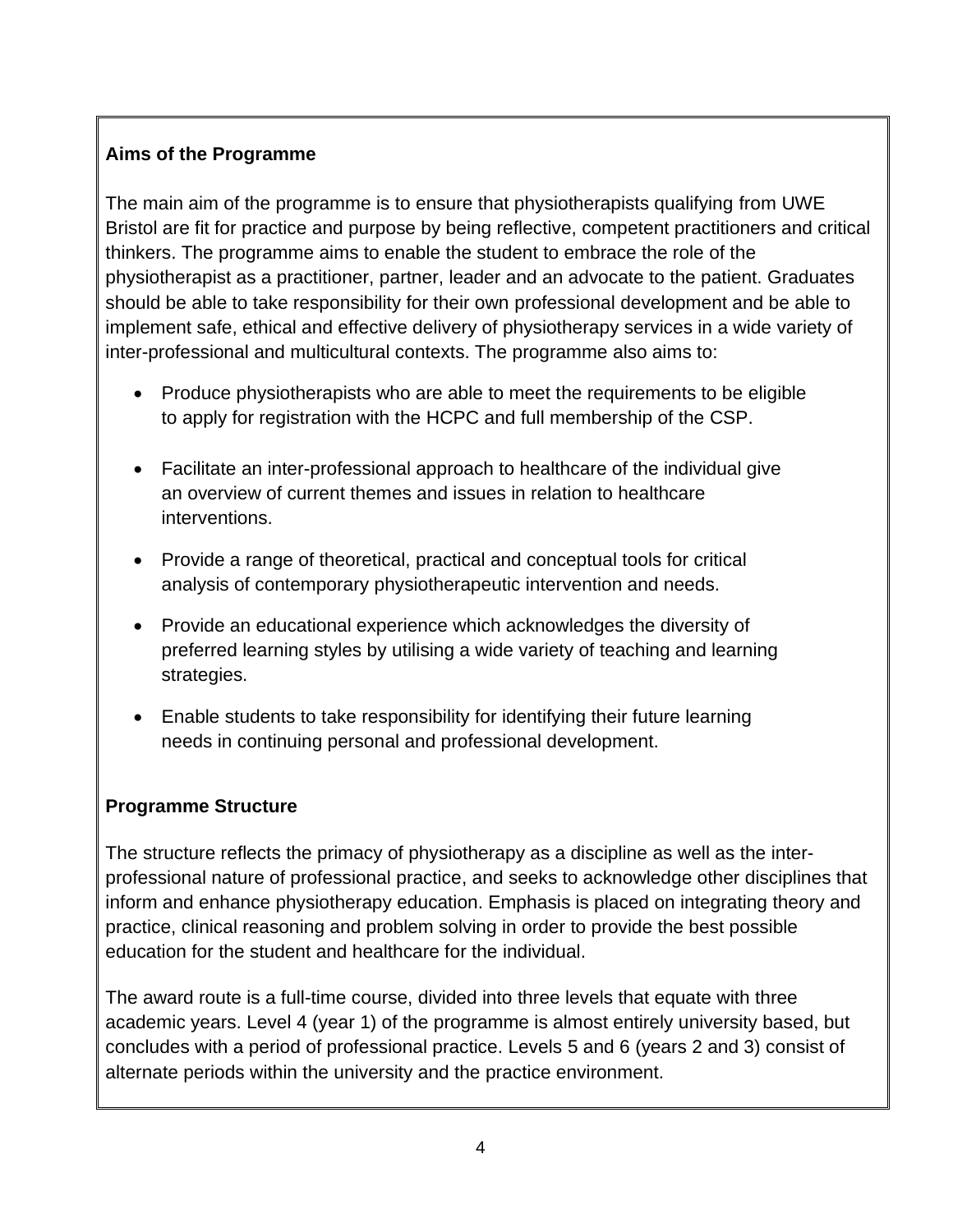## Aims of the Programme

The main aim of the programme is to ensure that physiotherapists qualifying from UWE Bristol are fit for practice and purpose by being reflective, competent practitioners and critical thinkers. The programme aims to enable the student to embrace the role of the physiotherapist as a practitioner, partner, leader and an advocate to the patient. Graduates should be able to take responsibility for their own professional development and be able to implement safe, ethical and effective delivery of physiotherapy services in a wide variety of inter-professional and multicultural contexts. The programme also aims to:

- Produce physiotherapists who are able to meet the requirements to be eligible to apply for registration with the HCPC and full membership of the CSP.
- Facilitate an inter-professional approach to healthcare of the individual give an overview of current themes and issues in relation to healthcare interventions.
- Provide a range of theoretical, practical and conceptual tools for critical analysis of contemporary physiotherapeutic intervention and needs.
- Provide an educational experience which acknowledges the diversity of preferred learning styles by utilising a wide variety of teaching and learning strategies.
- Enable students to take responsibility for identifying their future learning needs in continuing personal and professional development.

## Programme Structure

The structure reflects the primacy of physiotherapy as a discipline as well as the inter-professional nature of professional practice, and seeks to acknowledge other disciplines that inform and enhance physiotherapy education. Emphasis is placed on integrating theory and practice, clinical reasoning and problem solving in order to provide the best possible education for the student and healthcare for the individual.

The award route is a full-time course, divided into three levels that equate with three academic years. Level 4 (year 1) of the programme is almost entirely university based, but concludes with a period of professional practice. Levels 5 and 6 (years 2 and 3) consist of alternate periods within the university and the practice environment.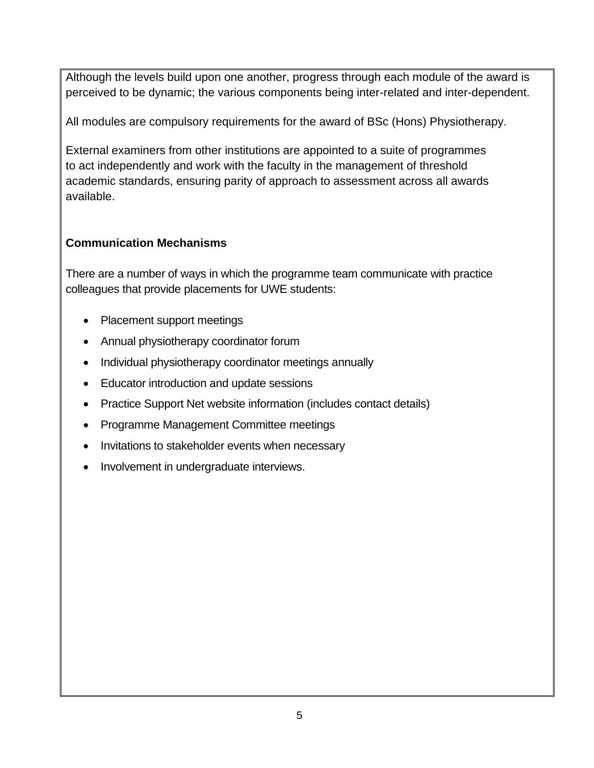Although the levels build upon one another, progress through each module of the award is perceived to be dynamic; the various components being inter-related and inter-dependent.

All modules are compulsory requirements for the award of BSc (Hons) Physiotherapy.

External examiners from other institutions are appointed to a suite of programmes to act independently and work with the faculty in the management of threshold academic standards, ensuring parity of approach to assessment across all awards available.

**Communication Mechanisms**

There are a number of ways in which the programme team communicate with practice colleagues that provide placements for UWE students:

- Placement support meetings
- Annual physiotherapy coordinator forum
- Individual physiotherapy coordinator meetings annually
- Educator introduction and update sessions
- Practice Support Net website information (includes contact details)
- Programme Management Committee meetings
- Invitations to stakeholder events when necessary
- Involvement in undergraduate interviews.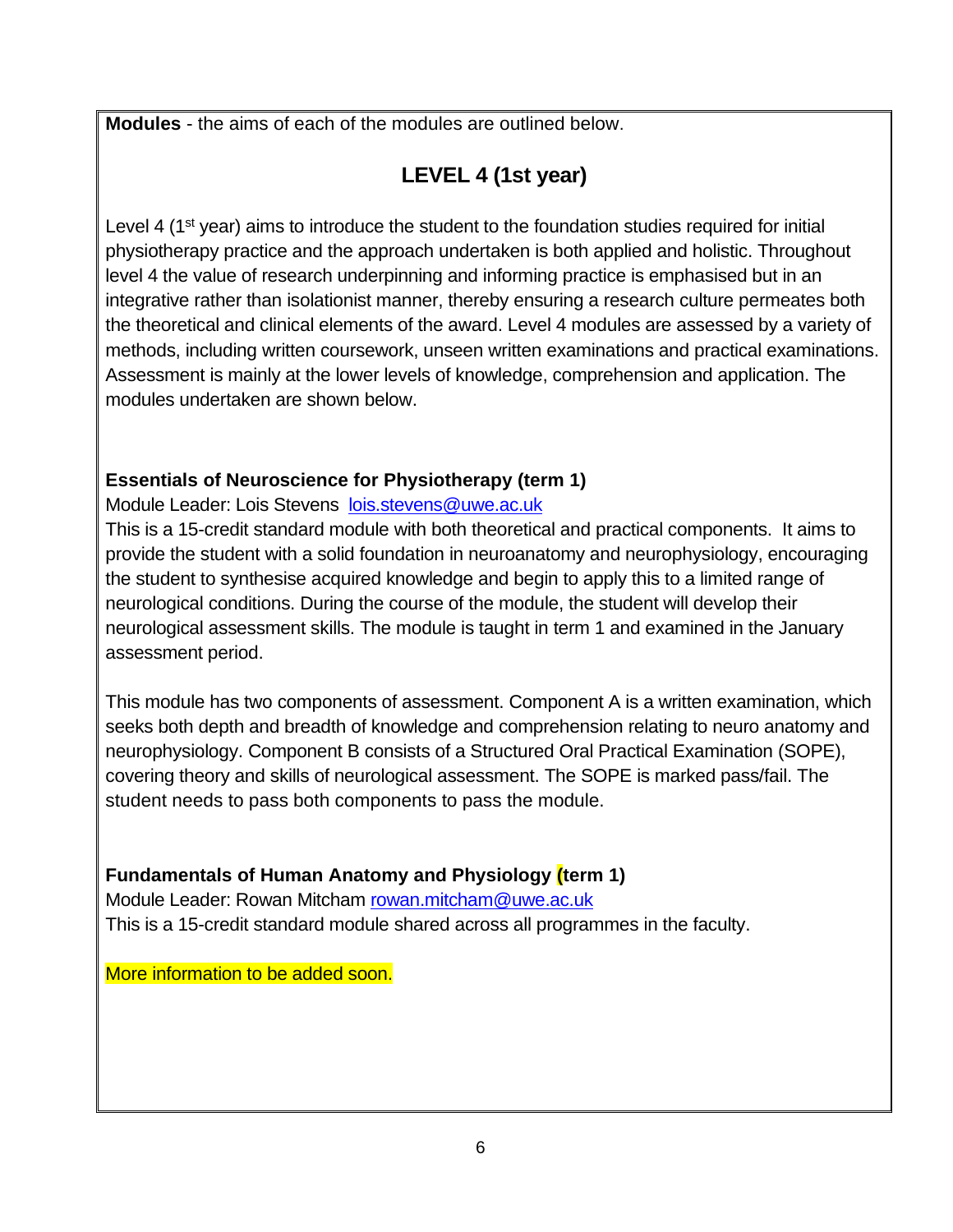**Modules** - the aims of each of the modules are outlined below.

## LEVEL 4 (1st year)

Level 4 (1st year) aims to introduce the student to the foundation studies required for initial physiotherapy practice and the approach undertaken is both applied and holistic. Throughout level 4 the value of research underpinning and informing practice is emphasised but in an integrative rather than isolationist manner, thereby ensuring a research culture permeates both the theoretical and clinical elements of the award. Level 4 modules are assessed by a variety of methods, including written coursework, unseen written examinations and practical examinations. Assessment is mainly at the lower levels of knowledge, comprehension and application. The modules undertaken are shown below.

### Essentials of Neuroscience for Physiotherapy (term 1)

Module Leader: Lois Stevens lois.stevens@uwe.ac.uk

This is a 15-credit standard module with both theoretical and practical components. It aims to provide the student with a solid foundation in neuroanatomy and neurophysiology, encouraging the student to synthesise acquired knowledge and begin to apply this to a limited range of neurological conditions. During the course of the module, the student will develop their neurological assessment skills. The module is taught in term 1 and examined in the January assessment period.

This module has two components of assessment. Component A is a written examination, which seeks both depth and breadth of knowledge and comprehension relating to neuro anatomy and neurophysiology. Component B consists of a Structured Oral Practical Examination (SOPE), covering theory and skills of neurological assessment. The SOPE is marked pass/fail. The student needs to pass both components to pass the module.

### Fundamentals of Human Anatomy and Physiology (term 1)

Module Leader: Rowan Mitcham rowan.mitcham@uwe.ac.uk

This is a 15-credit standard module shared across all programmes in the faculty.

More information to be added soon.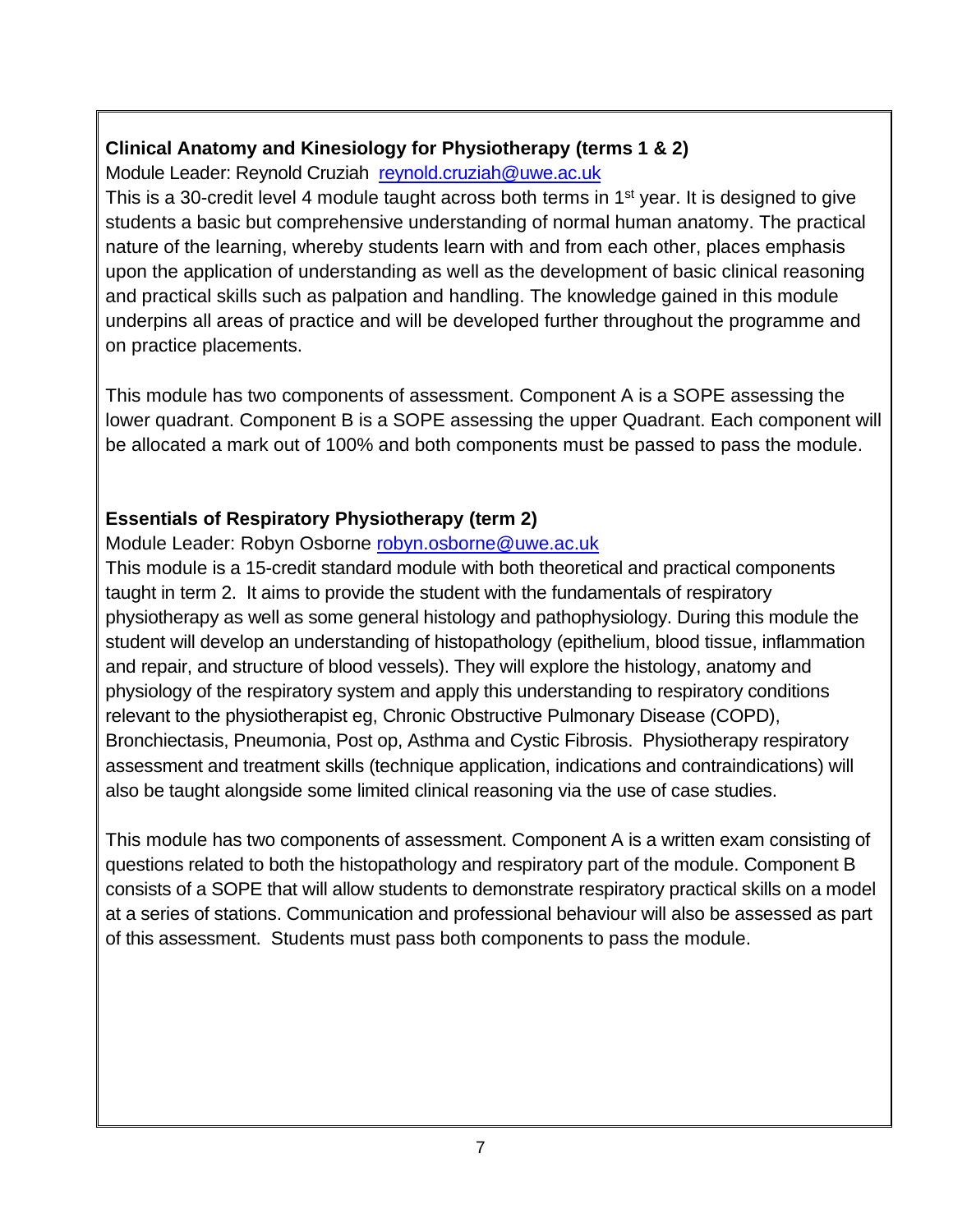**Clinical Anatomy and Kinesiology for Physiotherapy (terms 1 & 2)**

Module Leader: Reynold Cruziah [reynold.cruziah@uwe.ac.uk](mailto:reynold.cruziah@uwe.ac.uk)

This is a 30-credit level 4 module taught across both terms in 1st year. It is designed to give students a basic but comprehensive understanding of normal human anatomy. The practical nature of the learning, whereby students learn with and from each other, places emphasis upon the application of understanding as well as the development of basic clinical reasoning and practical skills such as palpation and handling. The knowledge gained in this module underpins all areas of practice and will be developed further throughout the programme and on practice placements.

This module has two components of assessment. Component A is a SOPE assessing the lower quadrant. Component B is a SOPE assessing the upper Quadrant. Each component will be allocated a mark out of 100% and both components must be passed to pass the module.

**Essentials of Respiratory Physiotherapy (term 2)**

Module Leader: Robyn Osborne [robyn.osborne@uwe.ac.uk](mailto:robyn.osborne@uwe.ac.uk)

This module is a 15-credit standard module with both theoretical and practical components taught in term 2. It aims to provide the student with the fundamentals of respiratory physiotherapy as well as some general histology and pathophysiology. During this module the student will develop an understanding of histopathology (epithelium, blood tissue, inflammation and repair, and structure of blood vessels). They will explore the histology, anatomy and physiology of the respiratory system and apply this understanding to respiratory conditions relevant to the physiotherapist eg, Chronic Obstructive Pulmonary Disease (COPD), Bronchiectasis, Pneumonia, Post op, Asthma and Cystic Fibrosis. Physiotherapy respiratory assessment and treatment skills (technique application, indications and contraindications) will also be taught alongside some limited clinical reasoning via the use of case studies.

This module has two components of assessment. Component A is a written exam consisting of questions related to both the histopathology and respiratory part of the module. Component B consists of a SOPE that will allow students to demonstrate respiratory practical skills on a model at a series of stations. Communication and professional behaviour will also be assessed as part of this assessment. Students must pass both components to pass the module.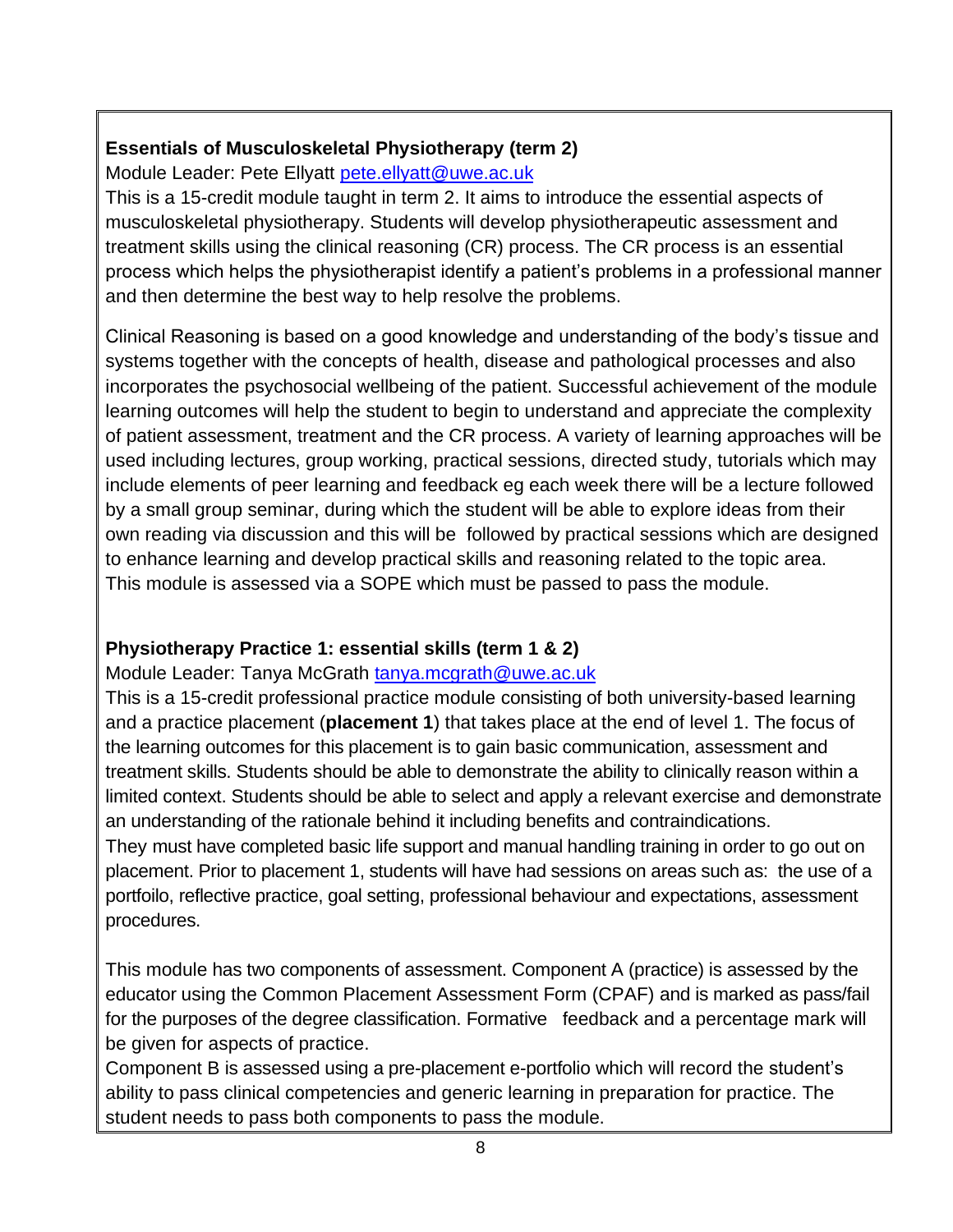**Essentials of Musculoskeletal Physiotherapy (term 2)**

Module Leader: Pete Ellyatt pete.ellyatt@uwe.ac.uk

This is a 15-credit module taught in term 2. It aims to introduce the essential aspects of musculoskeletal physiotherapy. Students will develop physiotherapeutic assessment and treatment skills using the clinical reasoning (CR) process. The CR process is an essential process which helps the physiotherapist identify a patient's problems in a professional manner and then determine the best way to help resolve the problems.

Clinical Reasoning is based on a good knowledge and understanding of the body's tissue and systems together with the concepts of health, disease and pathological processes and also incorporates the psychosocial wellbeing of the patient. Successful achievement of the module learning outcomes will help the student to begin to understand and appreciate the complexity of patient assessment, treatment and the CR process. A variety of learning approaches will be used including lectures, group working, practical sessions, directed study, tutorials which may include elements of peer learning and feedback eg each week there will be a lecture followed by a small group seminar, during which the student will be able to explore ideas from their own reading via discussion and this will be followed by practical sessions which are designed to enhance learning and develop practical skills and reasoning related to the topic area. This module is assessed via a SOPE which must be passed to pass the module.

**Physiotherapy Practice 1: essential skills (term 1 & 2)**

Module Leader: Tanya McGrath tanya.mcgrath@uwe.ac.uk

This is a 15-credit professional practice module consisting of both university-based learning and a practice placement (**placement 1**) that takes place at the end of level 1. The focus of the learning outcomes for this placement is to gain basic communication, assessment and treatment skills. Students should be able to demonstrate the ability to clinically reason within a limited context. Students should be able to select and apply a relevant exercise and demonstrate an understanding of the rationale behind it including benefits and contraindications.
They must have completed basic life support and manual handling training in order to go out on placement. Prior to placement 1, students will have had sessions on areas such as: the use of a portfoilo, reflective practice, goal setting, professional behaviour and expectations, assessment procedures.

This module has two components of assessment. Component A (practice) is assessed by the educator using the Common Placement Assessment Form (CPAF) and is marked as pass/fail for the purposes of the degree classification. Formative feedback and a percentage mark will be given for aspects of practice.
Component B is assessed using a pre-placement e-portfolio which will record the student's ability to pass clinical competencies and generic learning in preparation for practice. The student needs to pass both components to pass the module.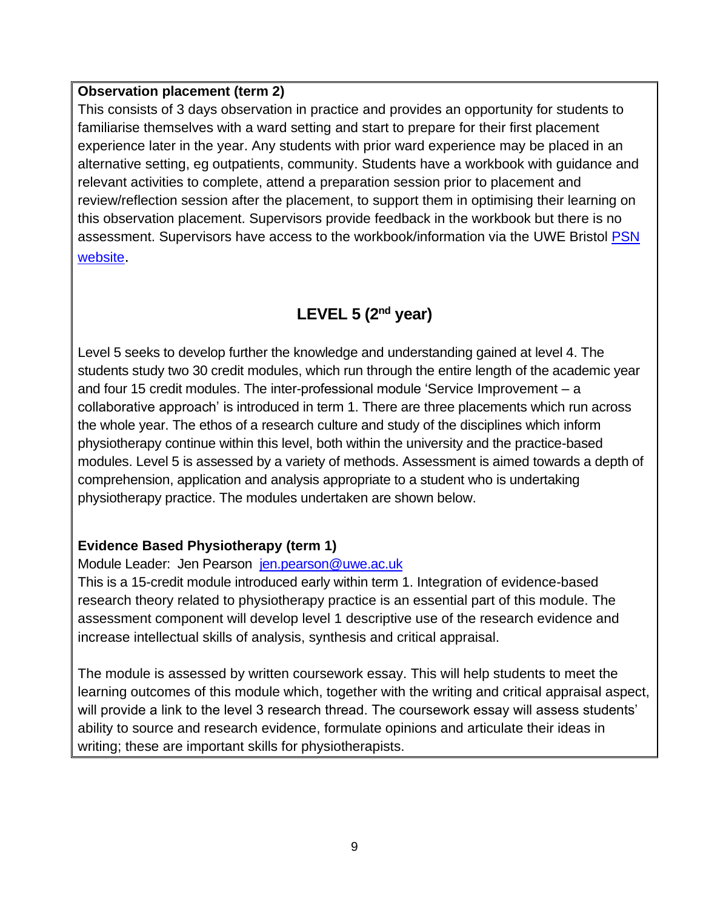**Observation placement (term 2)**

This consists of 3 days observation in practice and provides an opportunity for students to familiarise themselves with a ward setting and start to prepare for their first placement experience later in the year. Any students with prior ward experience may be placed in an alternative setting, eg outpatients, community. Students have a workbook with guidance and relevant activities to complete, attend a preparation session prior to placement and review/reflection session after the placement, to support them in optimising their learning on this observation placement. Supervisors provide feedback in the workbook but there is no assessment. Supervisors have access to the workbook/information via the UWE Bristol PSN website.

## LEVEL 5 (2nd year)

Level 5 seeks to develop further the knowledge and understanding gained at level 4. The students study two 30 credit modules, which run through the entire length of the academic year and four 15 credit modules. The inter-professional module 'Service Improvement – a collaborative approach' is introduced in term 1. There are three placements which run across the whole year. The ethos of a research culture and study of the disciplines which inform physiotherapy continue within this level, both within the university and the practice-based modules. Level 5 is assessed by a variety of methods. Assessment is aimed towards a depth of comprehension, application and analysis appropriate to a student who is undertaking physiotherapy practice. The modules undertaken are shown below.

**Evidence Based Physiotherapy (term 1)**

Module Leader: Jen Pearson jen.pearson@uwe.ac.uk

This is a 15-credit module introduced early within term 1. Integration of evidence-based research theory related to physiotherapy practice is an essential part of this module. The assessment component will develop level 1 descriptive use of the research evidence and increase intellectual skills of analysis, synthesis and critical appraisal.

The module is assessed by written coursework essay. This will help students to meet the learning outcomes of this module which, together with the writing and critical appraisal aspect, will provide a link to the level 3 research thread. The coursework essay will assess students' ability to source and research evidence, formulate opinions and articulate their ideas in writing; these are important skills for physiotherapists.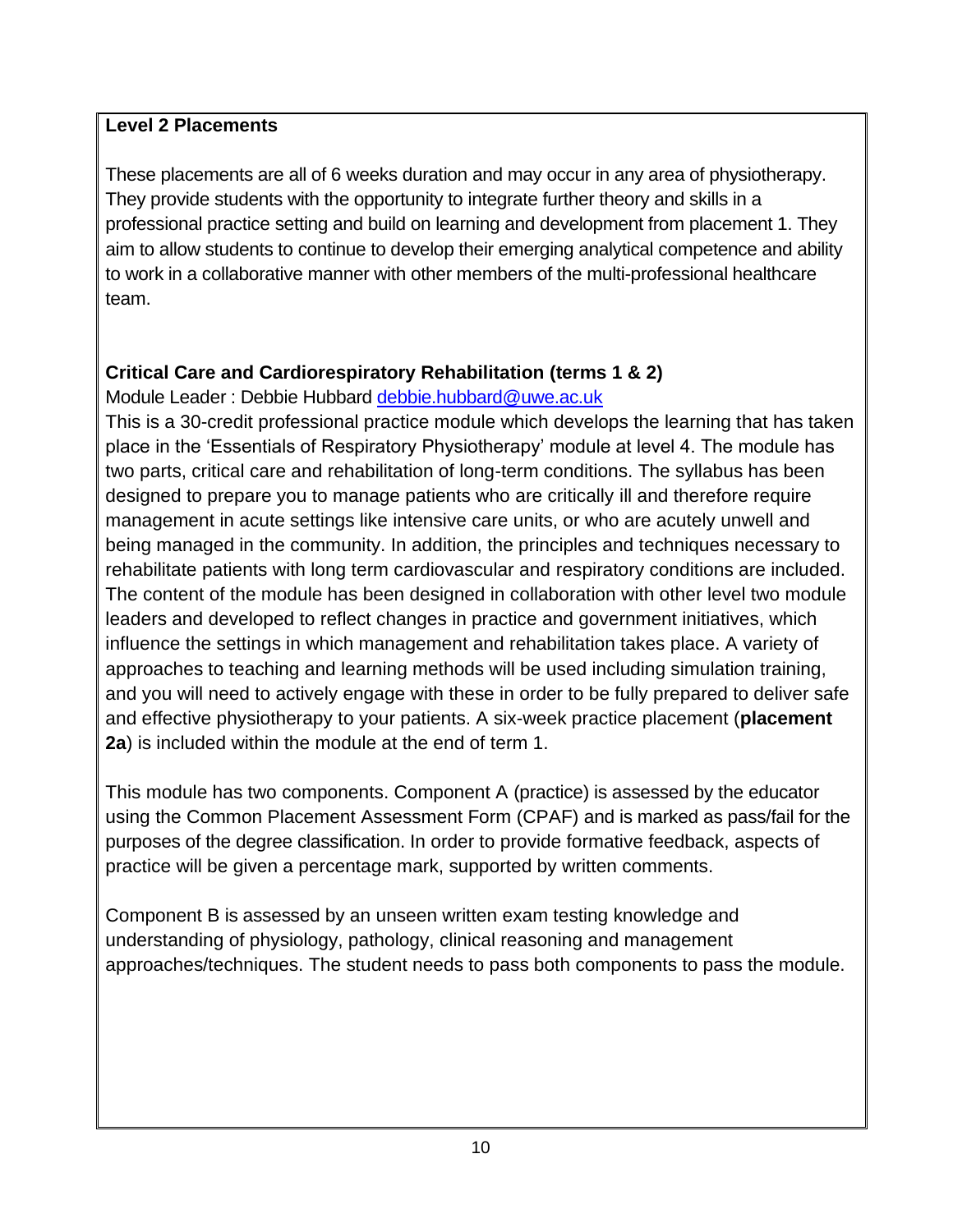### Level 2 Placements

These placements are all of 6 weeks duration and may occur in any area of physiotherapy. They provide students with the opportunity to integrate further theory and skills in a professional practice setting and build on learning and development from placement 1. They aim to allow students to continue to develop their emerging analytical competence and ability to work in a collaborative manner with other members of the multi-professional healthcare team.

### Critical Care and Cardiorespiratory Rehabilitation (terms 1 & 2)

Module Leader : Debbie Hubbard debbie.hubbard@uwe.ac.uk

This is a 30-credit professional practice module which develops the learning that has taken place in the 'Essentials of Respiratory Physiotherapy' module at level 4. The module has two parts, critical care and rehabilitation of long-term conditions. The syllabus has been designed to prepare you to manage patients who are critically ill and therefore require management in acute settings like intensive care units, or who are acutely unwell and being managed in the community. In addition, the principles and techniques necessary to rehabilitate patients with long term cardiovascular and respiratory conditions are included. The content of the module has been designed in collaboration with other level two module leaders and developed to reflect changes in practice and government initiatives, which influence the settings in which management and rehabilitation takes place. A variety of approaches to teaching and learning methods will be used including simulation training, and you will need to actively engage with these in order to be fully prepared to deliver safe and effective physiotherapy to your patients. A six-week practice placement (**placement 2a**) is included within the module at the end of term 1.

This module has two components. Component A (practice) is assessed by the educator using the Common Placement Assessment Form (CPAF) and is marked as pass/fail for the purposes of the degree classification. In order to provide formative feedback, aspects of practice will be given a percentage mark, supported by written comments.

Component B is assessed by an unseen written exam testing knowledge and understanding of physiology, pathology, clinical reasoning and management approaches/techniques. The student needs to pass both components to pass the module.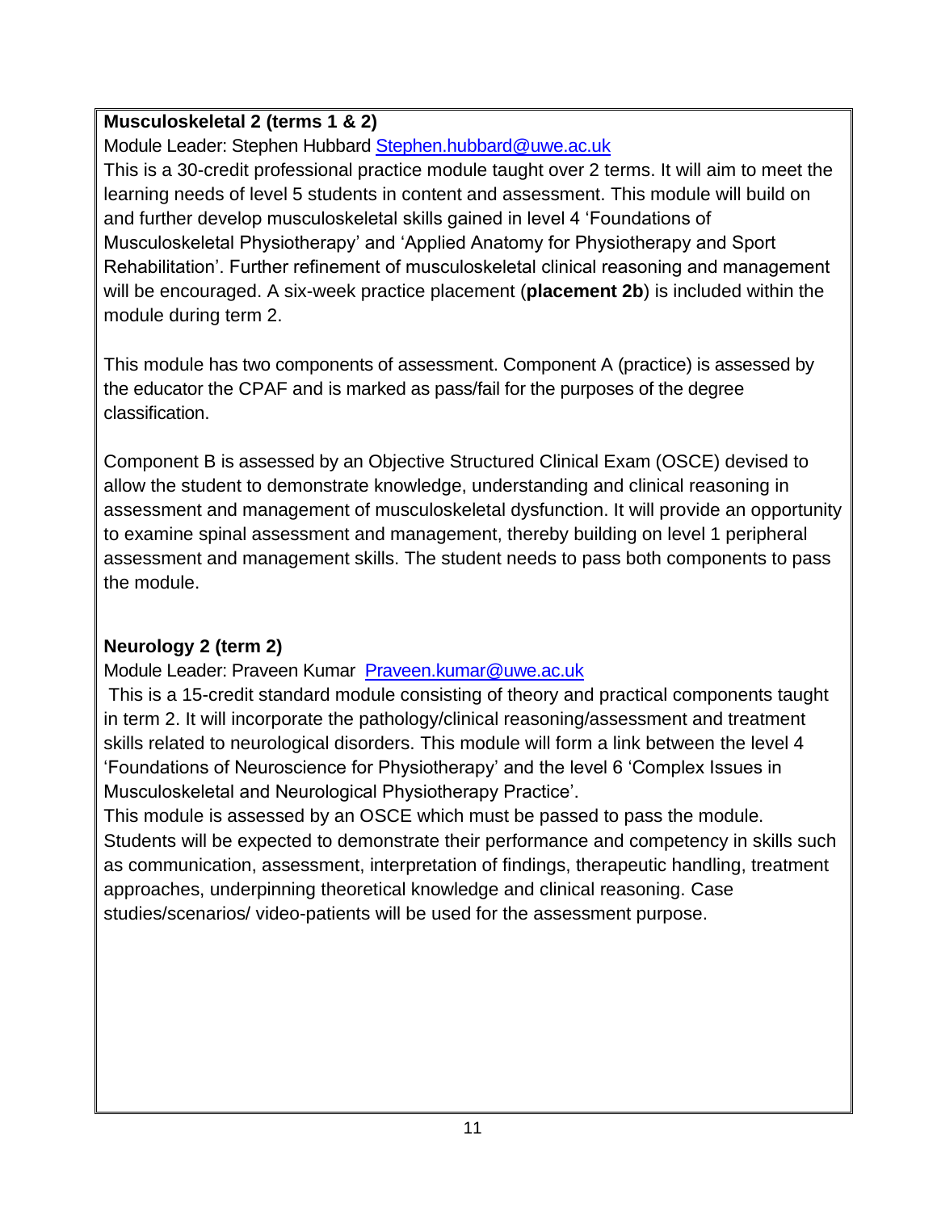**Musculoskeletal 2 (terms 1 & 2)**

Module Leader: Stephen Hubbard Stephen.hubbard@uwe.ac.uk

This is a 30-credit professional practice module taught over 2 terms. It will aim to meet the learning needs of level 5 students in content and assessment. This module will build on and further develop musculoskeletal skills gained in level 4 'Foundations of Musculoskeletal Physiotherapy' and 'Applied Anatomy for Physiotherapy and Sport Rehabilitation'. Further refinement of musculoskeletal clinical reasoning and management will be encouraged. A six-week practice placement (**placement 2b**) is included within the module during term 2.

This module has two components of assessment. Component A (practice) is assessed by the educator the CPAF and is marked as pass/fail for the purposes of the degree classification.

Component B is assessed by an Objective Structured Clinical Exam (OSCE) devised to allow the student to demonstrate knowledge, understanding and clinical reasoning in assessment and management of musculoskeletal dysfunction. It will provide an opportunity to examine spinal assessment and management, thereby building on level 1 peripheral assessment and management skills. The student needs to pass both components to pass the module.

**Neurology 2 (term 2)**

Module Leader: Praveen Kumar Praveen.kumar@uwe.ac.uk

This is a 15-credit standard module consisting of theory and practical components taught in term 2. It will incorporate the pathology/clinical reasoning/assessment and treatment skills related to neurological disorders. This module will form a link between the level 4 'Foundations of Neuroscience for Physiotherapy' and the level 6 'Complex Issues in Musculoskeletal and Neurological Physiotherapy Practice'.

This module is assessed by an OSCE which must be passed to pass the module. Students will be expected to demonstrate their performance and competency in skills such as communication, assessment, interpretation of findings, therapeutic handling, treatment approaches, underpinning theoretical knowledge and clinical reasoning. Case studies/scenarios/ video-patients will be used for the assessment purpose.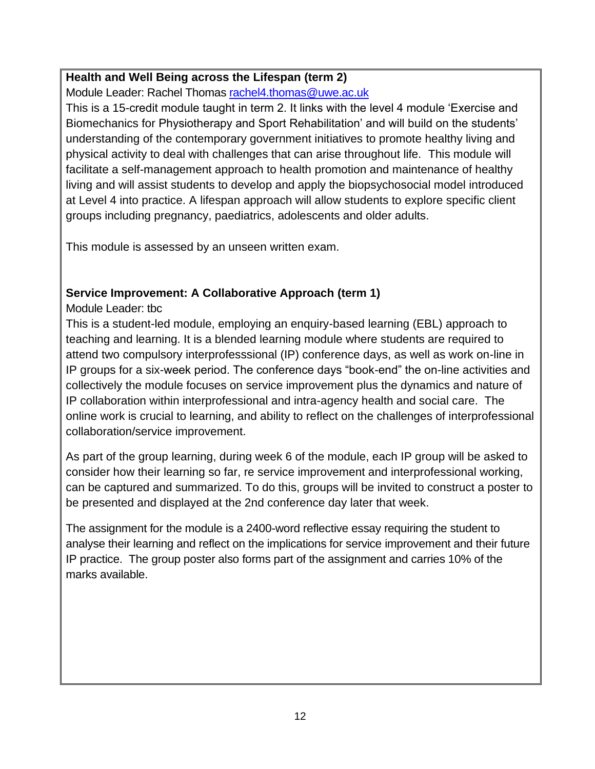**Health and Well Being across the Lifespan (term 2)**

Module Leader: Rachel Thomas [rachel4.thomas@uwe.ac.uk](mailto:rachel4.thomas@uwe.ac.uk)

This is a 15-credit module taught in term 2. It links with the level 4 module 'Exercise and Biomechanics for Physiotherapy and Sport Rehabilitation' and will build on the students' understanding of the contemporary government initiatives to promote healthy living and physical activity to deal with challenges that can arise throughout life. This module will facilitate a self-management approach to health promotion and maintenance of healthy living and will assist students to develop and apply the biopsychosocial model introduced at Level 4 into practice. A lifespan approach will allow students to explore specific client groups including pregnancy, paediatrics, adolescents and older adults.

This module is assessed by an unseen written exam.

**Service Improvement: A Collaborative Approach (term 1)**

Module Leader: tbc

This is a student-led module, employing an enquiry-based learning (EBL) approach to teaching and learning. It is a blended learning module where students are required to attend two compulsory interprofesssional (IP) conference days, as well as work on-line in IP groups for a six-week period. The conference days "book-end" the on-line activities and collectively the module focuses on service improvement plus the dynamics and nature of IP collaboration within interprofessional and intra-agency health and social care. The online work is crucial to learning, and ability to reflect on the challenges of interprofessional collaboration/service improvement.

As part of the group learning, during week 6 of the module, each IP group will be asked to consider how their learning so far, re service improvement and interprofessional working, can be captured and summarized. To do this, groups will be invited to construct a poster to be presented and displayed at the 2nd conference day later that week.

The assignment for the module is a 2400-word reflective essay requiring the student to analyse their learning and reflect on the implications for service improvement and their future IP practice. The group poster also forms part of the assignment and carries 10% of the marks available.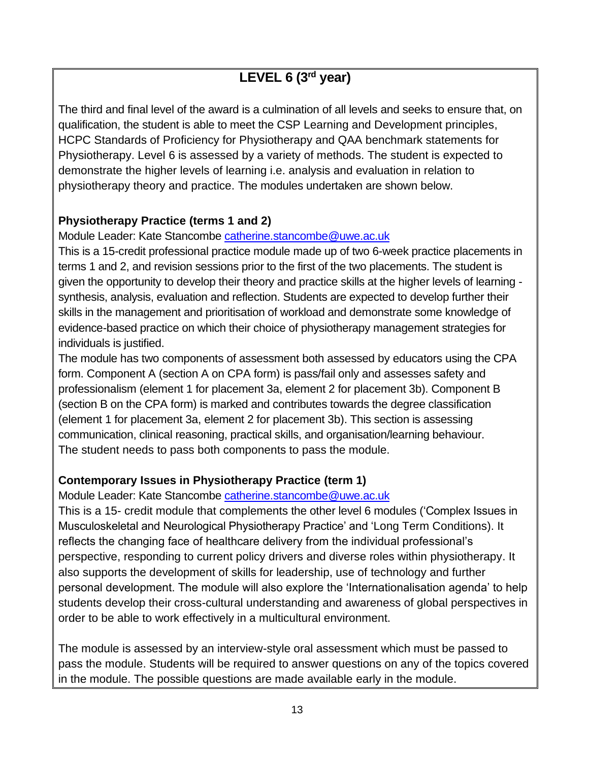## LEVEL 6 (3rd year)

The third and final level of the award is a culmination of all levels and seeks to ensure that, on qualification, the student is able to meet the CSP Learning and Development principles, HCPC Standards of Proficiency for Physiotherapy and QAA benchmark statements for Physiotherapy. Level 6 is assessed by a variety of methods. The student is expected to demonstrate the higher levels of learning i.e. analysis and evaluation in relation to physiotherapy theory and practice. The modules undertaken are shown below.

### Physiotherapy Practice (terms 1 and 2)

Module Leader: Kate Stancombe catherine.stancombe@uwe.ac.uk

This is a 15-credit professional practice module made up of two 6-week practice placements in terms 1 and 2, and revision sessions prior to the first of the two placements. The student is given the opportunity to develop their theory and practice skills at the higher levels of learning - synthesis, analysis, evaluation and reflection. Students are expected to develop further their skills in the management and prioritisation of workload and demonstrate some knowledge of evidence-based practice on which their choice of physiotherapy management strategies for individuals is justified.

The module has two components of assessment both assessed by educators using the CPA form. Component A (section A on CPA form) is pass/fail only and assesses safety and professionalism (element 1 for placement 3a, element 2 for placement 3b). Component B (section B on the CPA form) is marked and contributes towards the degree classification (element 1 for placement 3a, element 2 for placement 3b). This section is assessing communication, clinical reasoning, practical skills, and organisation/learning behaviour. The student needs to pass both components to pass the module.

### Contemporary Issues in Physiotherapy Practice (term 1)

Module Leader: Kate Stancombe catherine.stancombe@uwe.ac.uk

This is a 15- credit module that complements the other level 6 modules ('Complex Issues in Musculoskeletal and Neurological Physiotherapy Practice' and 'Long Term Conditions). It reflects the changing face of healthcare delivery from the individual professional's perspective, responding to current policy drivers and diverse roles within physiotherapy. It also supports the development of skills for leadership, use of technology and further personal development. The module will also explore the 'Internationalisation agenda' to help students develop their cross-cultural understanding and awareness of global perspectives in order to be able to work effectively in a multicultural environment.

The module is assessed by an interview-style oral assessment which must be passed to pass the module. Students will be required to answer questions on any of the topics covered in the module. The possible questions are made available early in the module.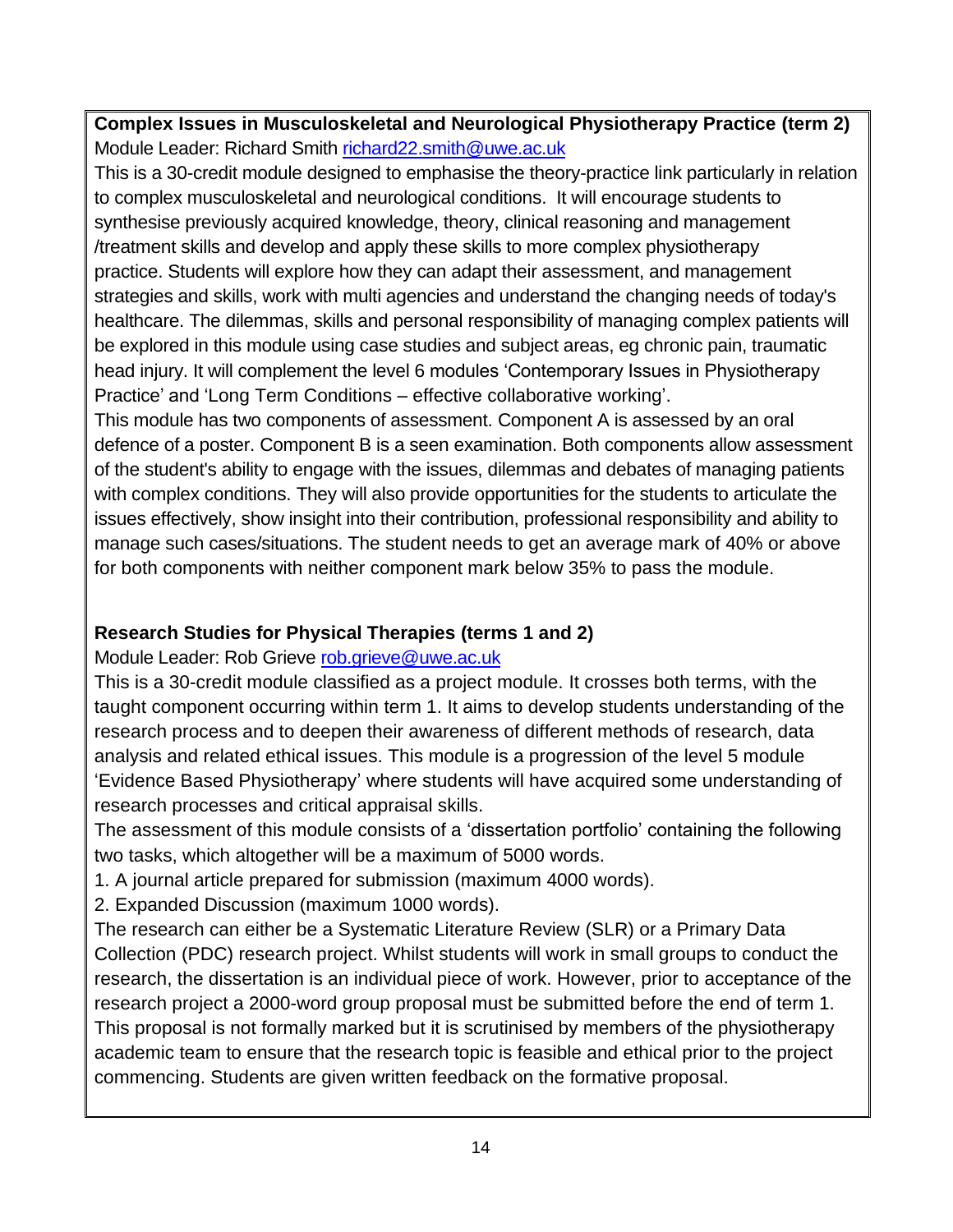**Complex Issues in Musculoskeletal and Neurological Physiotherapy Practice (term 2)**
Module Leader: Richard Smith [richard22.smith@uwe.ac.uk](mailto:richard22.smith@uwe.ac.uk)

This is a 30-credit module designed to emphasise the theory-practice link particularly in relation to complex musculoskeletal and neurological conditions. It will encourage students to synthesise previously acquired knowledge, theory, clinical reasoning and management /treatment skills and develop and apply these skills to more complex physiotherapy practice. Students will explore how they can adapt their assessment, and management strategies and skills, work with multi agencies and understand the changing needs of today's healthcare. The dilemmas, skills and personal responsibility of managing complex patients will be explored in this module using case studies and subject areas, eg chronic pain, traumatic head injury. It will complement the level 6 modules 'Contemporary Issues in Physiotherapy Practice' and 'Long Term Conditions – effective collaborative working'.

This module has two components of assessment. Component A is assessed by an oral defence of a poster. Component B is a seen examination. Both components allow assessment of the student's ability to engage with the issues, dilemmas and debates of managing patients with complex conditions. They will also provide opportunities for the students to articulate the issues effectively, show insight into their contribution, professional responsibility and ability to manage such cases/situations. The student needs to get an average mark of 40% or above for both components with neither component mark below 35% to pass the module.

**Research Studies for Physical Therapies (terms 1 and 2)**
Module Leader: Rob Grieve [rob.grieve@uwe.ac.uk](mailto:rob.grieve@uwe.ac.uk)

This is a 30-credit module classified as a project module. It crosses both terms, with the taught component occurring within term 1. It aims to develop students understanding of the research process and to deepen their awareness of different methods of research, data analysis and related ethical issues. This module is a progression of the level 5 module 'Evidence Based Physiotherapy' where students will have acquired some understanding of research processes and critical appraisal skills.

The assessment of this module consists of a 'dissertation portfolio' containing the following two tasks, which altogether will be a maximum of 5000 words.

1. A journal article prepared for submission (maximum 4000 words).
2. Expanded Discussion (maximum 1000 words).

The research can either be a Systematic Literature Review (SLR) or a Primary Data Collection (PDC) research project. Whilst students will work in small groups to conduct the research, the dissertation is an individual piece of work. However, prior to acceptance of the research project a 2000-word group proposal must be submitted before the end of term 1. This proposal is not formally marked but it is scrutinised by members of the physiotherapy academic team to ensure that the research topic is feasible and ethical prior to the project commencing. Students are given written feedback on the formative proposal.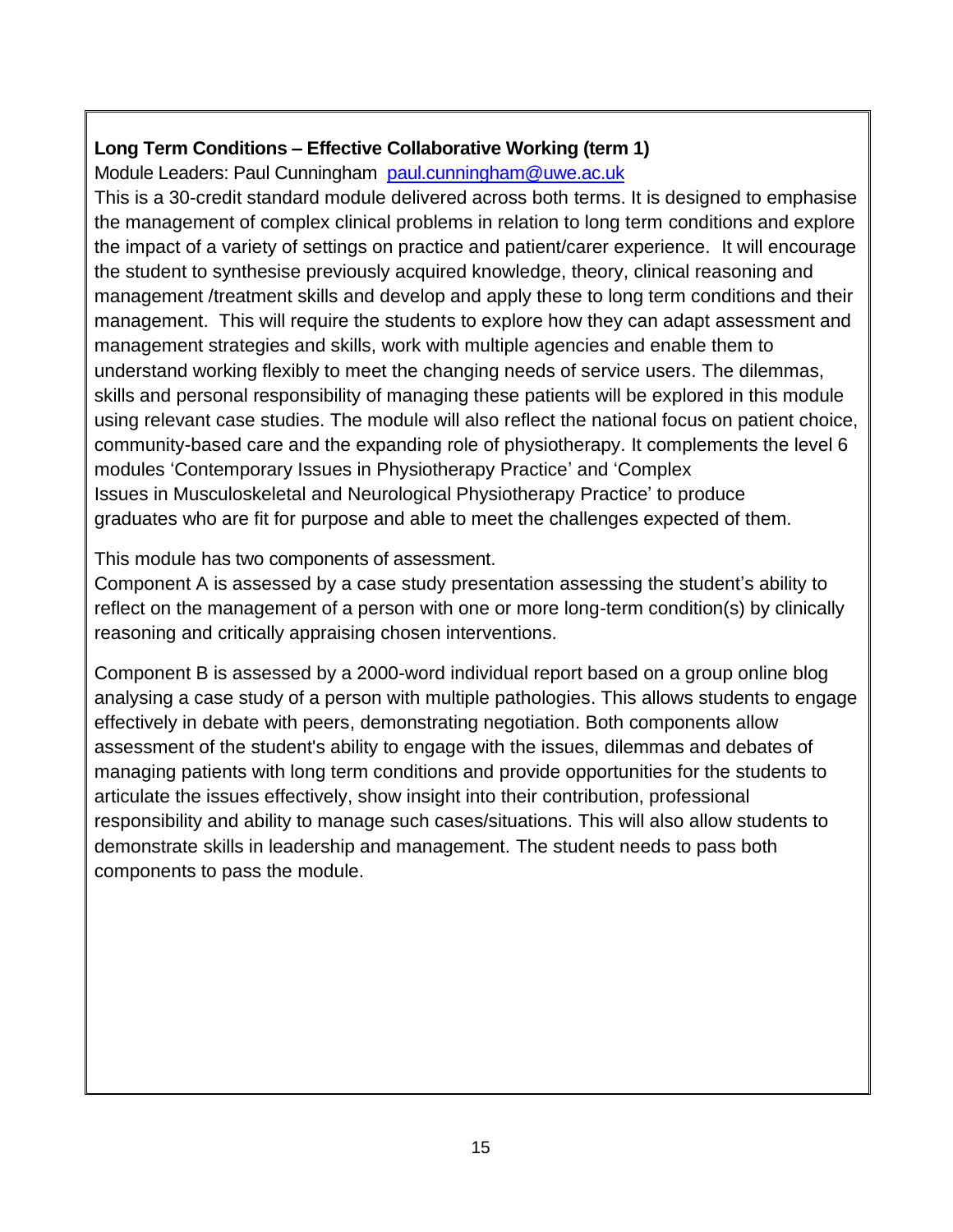**Long Term Conditions – Effective Collaborative Working (term 1)**

Module Leaders: Paul Cunningham [paul.cunningham@uwe.ac.uk](mailto:paul.cunningham@uwe.ac.uk)

This is a 30-credit standard module delivered across both terms. It is designed to emphasise the management of complex clinical problems in relation to long term conditions and explore the impact of a variety of settings on practice and patient/carer experience. It will encourage the student to synthesise previously acquired knowledge, theory, clinical reasoning and management /treatment skills and develop and apply these to long term conditions and their management. This will require the students to explore how they can adapt assessment and management strategies and skills, work with multiple agencies and enable them to understand working flexibly to meet the changing needs of service users. The dilemmas, skills and personal responsibility of managing these patients will be explored in this module using relevant case studies. The module will also reflect the national focus on patient choice, community-based care and the expanding role of physiotherapy. It complements the level 6 modules 'Contemporary Issues in Physiotherapy Practice' and 'Complex Issues in Musculoskeletal and Neurological Physiotherapy Practice' to produce graduates who are fit for purpose and able to meet the challenges expected of them.

This module has two components of assessment.

Component A is assessed by a case study presentation assessing the student's ability to reflect on the management of a person with one or more long-term condition(s) by clinically reasoning and critically appraising chosen interventions.

Component B is assessed by a 2000-word individual report based on a group online blog analysing a case study of a person with multiple pathologies. This allows students to engage effectively in debate with peers, demonstrating negotiation. Both components allow assessment of the student's ability to engage with the issues, dilemmas and debates of managing patients with long term conditions and provide opportunities for the students to articulate the issues effectively, show insight into their contribution, professional responsibility and ability to manage such cases/situations. This will also allow students to demonstrate skills in leadership and management. The student needs to pass both components to pass the module.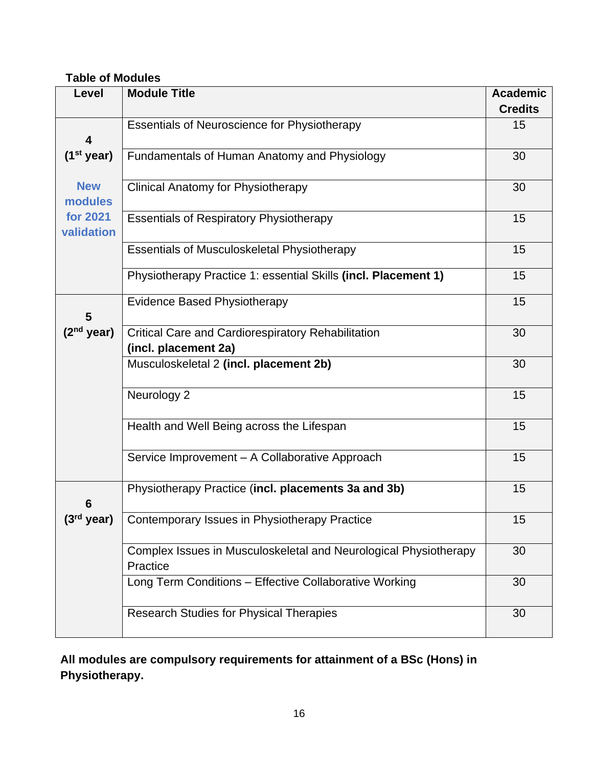**Table of Modules**

| Level | Module Title | Academic Credits |
|---|---|---|
| **4 (1st year)** New modules for 2021 validation | Essentials of Neuroscience for Physiotherapy | 15 |
| | Fundamentals of Human Anatomy and Physiology | 30 |
| | Clinical Anatomy for Physiotherapy | 30 |
| | Essentials of Respiratory Physiotherapy | 15 |
| | Essentials of Musculoskeletal Physiotherapy | 15 |
| | Physiotherapy Practice 1: essential Skills **(incl. Placement 1)** | 15 |
| **5 (2nd year)** | Evidence Based Physiotherapy | 15 |
| | Critical Care and Cardiorespiratory Rehabilitation **(incl. placement 2a)** | 30 |
| | Musculoskeletal 2 **(incl. placement 2b)** | 30 |
| | Neurology 2 | 15 |
| | Health and Well Being across the Lifespan | 15 |
| | Service Improvement – A Collaborative Approach | 15 |
| **6 (3rd year)** | Physiotherapy Practice (**incl. placements 3a and 3b)** | 15 |
| | Contemporary Issues in Physiotherapy Practice | 15 |
| | Complex Issues in Musculoskeletal and Neurological Physiotherapy Practice | 30 |
| | Long Term Conditions – Effective Collaborative Working | 30 |
| | Research Studies for Physical Therapies | 30 |

**All modules are compulsory requirements for attainment of a BSc (Hons) in Physiotherapy.**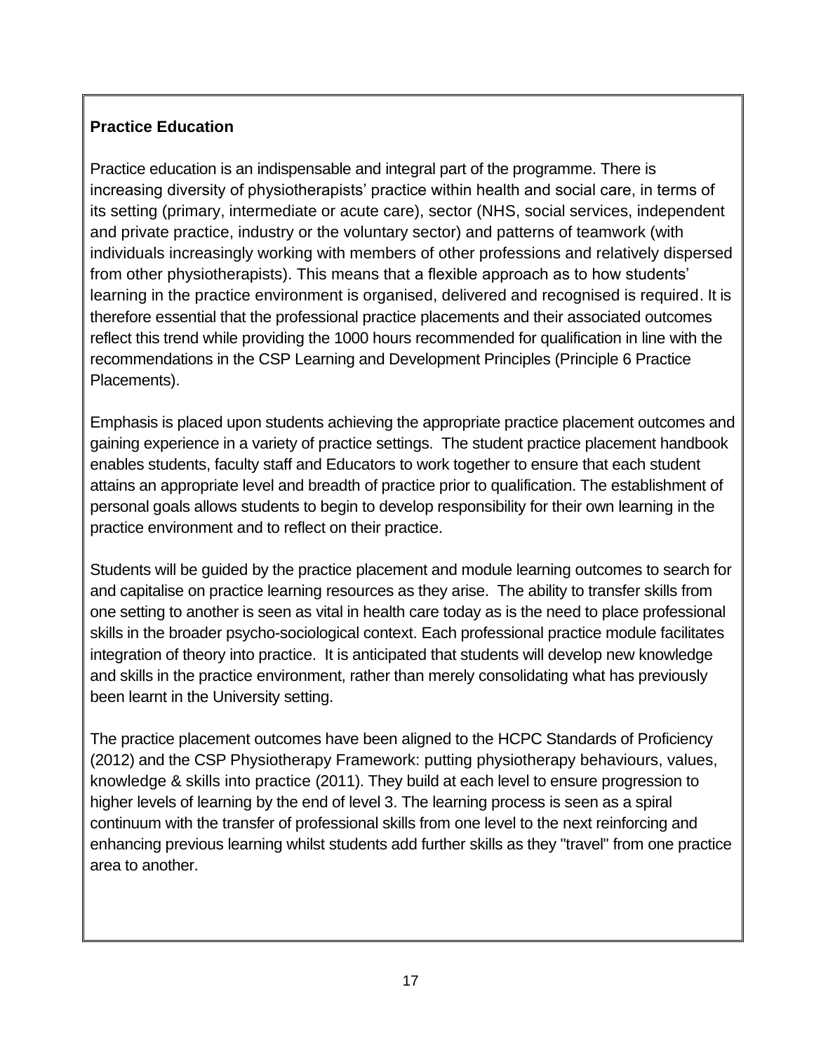**Practice Education**

Practice education is an indispensable and integral part of the programme. There is increasing diversity of physiotherapists' practice within health and social care, in terms of its setting (primary, intermediate or acute care), sector (NHS, social services, independent and private practice, industry or the voluntary sector) and patterns of teamwork (with individuals increasingly working with members of other professions and relatively dispersed from other physiotherapists). This means that a flexible approach as to how students' learning in the practice environment is organised, delivered and recognised is required. It is therefore essential that the professional practice placements and their associated outcomes reflect this trend while providing the 1000 hours recommended for qualification in line with the recommendations in the CSP Learning and Development Principles (Principle 6 Practice Placements).

Emphasis is placed upon students achieving the appropriate practice placement outcomes and gaining experience in a variety of practice settings. The student practice placement handbook enables students, faculty staff and Educators to work together to ensure that each student attains an appropriate level and breadth of practice prior to qualification. The establishment of personal goals allows students to begin to develop responsibility for their own learning in the practice environment and to reflect on their practice.

Students will be guided by the practice placement and module learning outcomes to search for and capitalise on practice learning resources as they arise. The ability to transfer skills from one setting to another is seen as vital in health care today as is the need to place professional skills in the broader psycho-sociological context. Each professional practice module facilitates integration of theory into practice. It is anticipated that students will develop new knowledge and skills in the practice environment, rather than merely consolidating what has previously been learnt in the University setting.

The practice placement outcomes have been aligned to the HCPC Standards of Proficiency (2012) and the CSP Physiotherapy Framework: putting physiotherapy behaviours, values, knowledge & skills into practice (2011). They build at each level to ensure progression to higher levels of learning by the end of level 3. The learning process is seen as a spiral continuum with the transfer of professional skills from one level to the next reinforcing and enhancing previous learning whilst students add further skills as they "travel" from one practice area to another.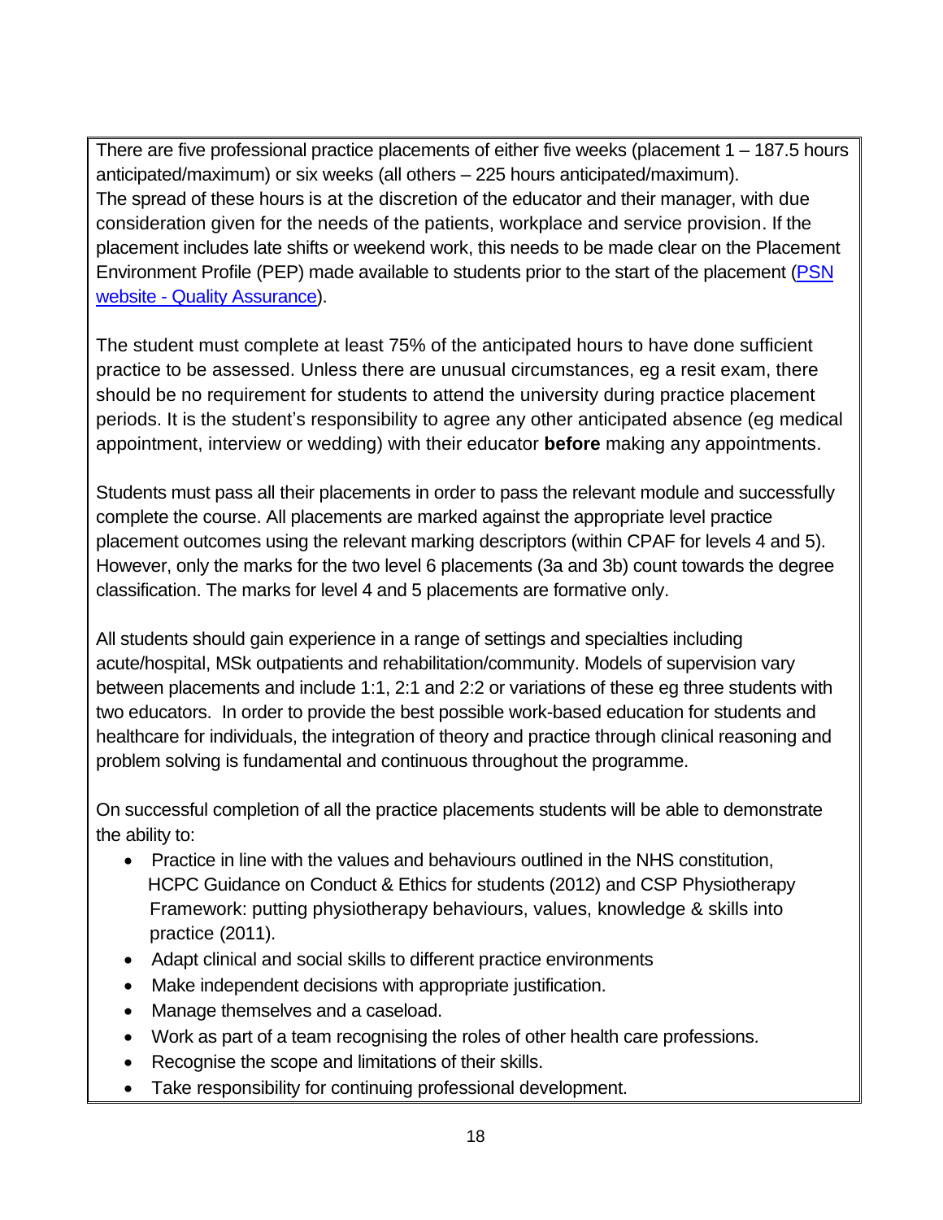There are five professional practice placements of either five weeks (placement 1 – 187.5 hours anticipated/maximum) or six weeks (all others – 225 hours anticipated/maximum). The spread of these hours is at the discretion of the educator and their manager, with due consideration given for the needs of the patients, workplace and service provision. If the placement includes late shifts or weekend work, this needs to be made clear on the Placement Environment Profile (PEP) made available to students prior to the start of the placement ([PSN website - Quality Assurance](#)).

The student must complete at least 75% of the anticipated hours to have done sufficient practice to be assessed. Unless there are unusual circumstances, eg a resit exam, there should be no requirement for students to attend the university during practice placement periods. It is the student's responsibility to agree any other anticipated absence (eg medical appointment, interview or wedding) with their educator **before** making any appointments.

Students must pass all their placements in order to pass the relevant module and successfully complete the course. All placements are marked against the appropriate level practice placement outcomes using the relevant marking descriptors (within CPAF for levels 4 and 5). However, only the marks for the two level 6 placements (3a and 3b) count towards the degree classification. The marks for level 4 and 5 placements are formative only.

All students should gain experience in a range of settings and specialties including acute/hospital, MSk outpatients and rehabilitation/community. Models of supervision vary between placements and include 1:1, 2:1 and 2:2 or variations of these eg three students with two educators. In order to provide the best possible work-based education for students and healthcare for individuals, the integration of theory and practice through clinical reasoning and problem solving is fundamental and continuous throughout the programme.

On successful completion of all the practice placements students will be able to demonstrate the ability to:

- Practice in line with the values and behaviours outlined in the NHS constitution, HCPC Guidance on Conduct & Ethics for students (2012) and CSP Physiotherapy Framework: putting physiotherapy behaviours, values, knowledge & skills into practice (2011).
- Adapt clinical and social skills to different practice environments
- Make independent decisions with appropriate justification.
- Manage themselves and a caseload.
- Work as part of a team recognising the roles of other health care professions.
- Recognise the scope and limitations of their skills.
- Take responsibility for continuing professional development.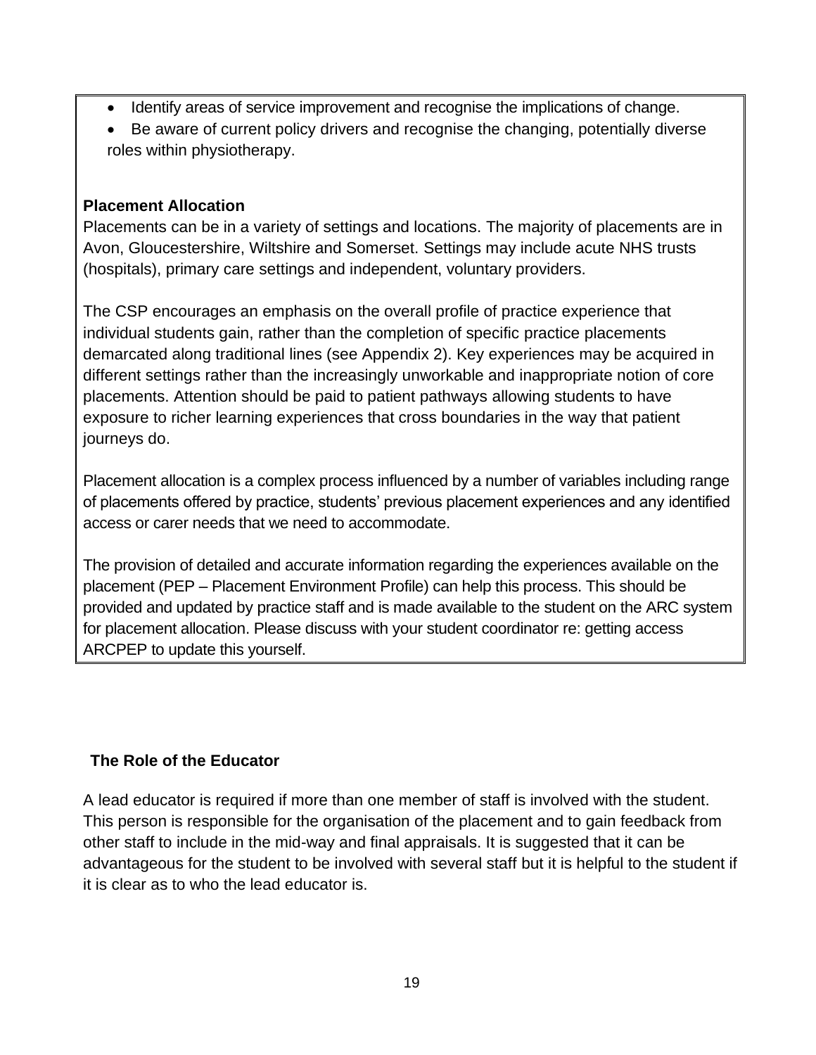- Identify areas of service improvement and recognise the implications of change.
- Be aware of current policy drivers and recognise the changing, potentially diverse roles within physiotherapy.

**Placement Allocation**

Placements can be in a variety of settings and locations. The majority of placements are in Avon, Gloucestershire, Wiltshire and Somerset. Settings may include acute NHS trusts (hospitals), primary care settings and independent, voluntary providers.

The CSP encourages an emphasis on the overall profile of practice experience that individual students gain, rather than the completion of specific practice placements demarcated along traditional lines (see Appendix 2). Key experiences may be acquired in different settings rather than the increasingly unworkable and inappropriate notion of core placements. Attention should be paid to patient pathways allowing students to have exposure to richer learning experiences that cross boundaries in the way that patient journeys do.

Placement allocation is a complex process influenced by a number of variables including range of placements offered by practice, students' previous placement experiences and any identified access or carer needs that we need to accommodate.

The provision of detailed and accurate information regarding the experiences available on the placement (PEP – Placement Environment Profile) can help this process. This should be provided and updated by practice staff and is made available to the student on the ARC system for placement allocation. Please discuss with your student coordinator re: getting access ARCPEP to update this yourself.

## The Role of the Educator

A lead educator is required if more than one member of staff is involved with the student. This person is responsible for the organisation of the placement and to gain feedback from other staff to include in the mid-way and final appraisals. It is suggested that it can be advantageous for the student to be involved with several staff but it is helpful to the student if it is clear as to who the lead educator is.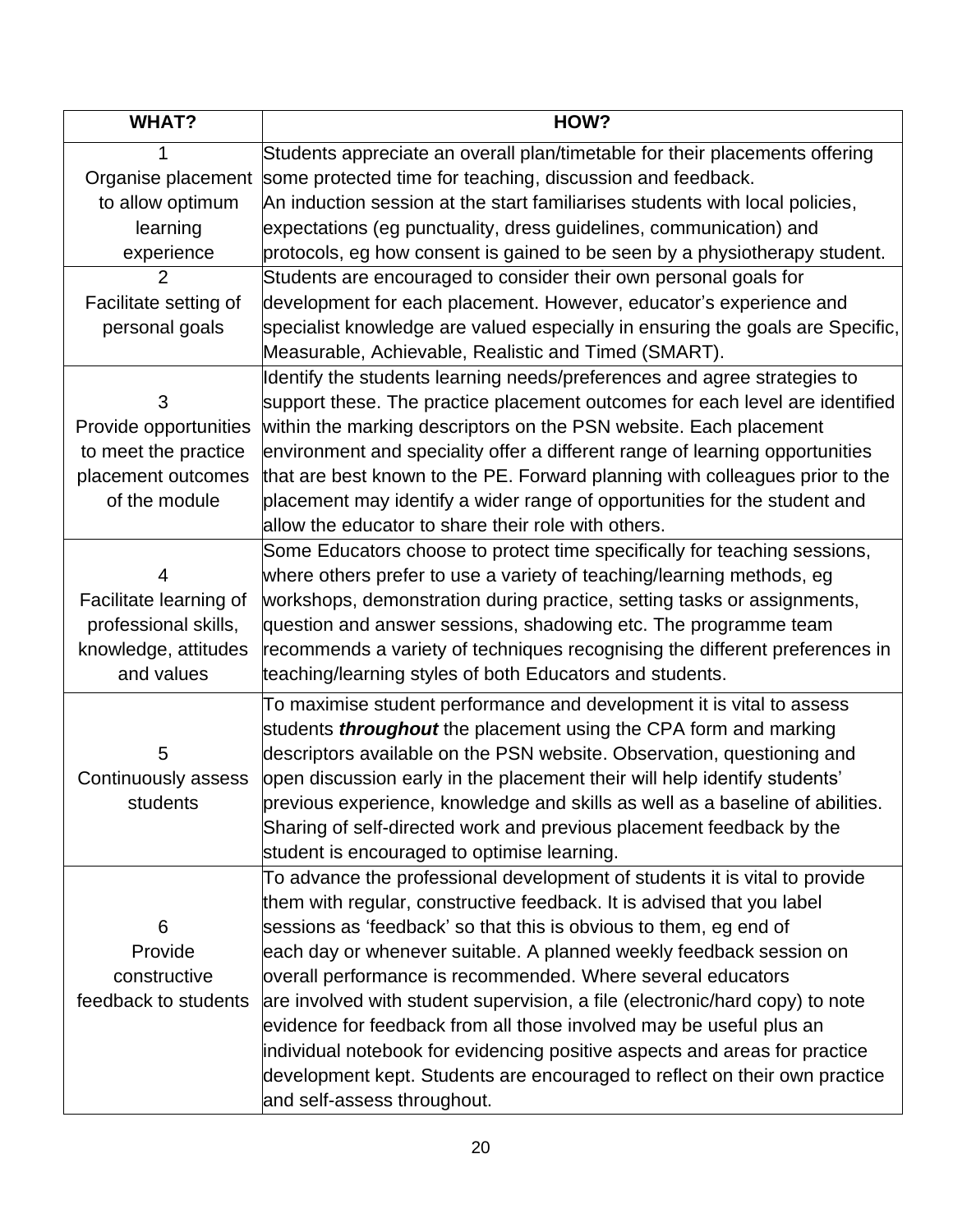| WHAT? | HOW? |
| --- | --- |
| 1 Organise placement to allow optimum learning experience | Students appreciate an overall plan/timetable for their placements offering some protected time for teaching, discussion and feedback. An induction session at the start familiarises students with local policies, expectations (eg punctuality, dress guidelines, communication) and protocols, eg how consent is gained to be seen by a physiotherapy student. |
| 2 Facilitate setting of personal goals | Students are encouraged to consider their own personal goals for development for each placement. However, educator's experience and specialist knowledge are valued especially in ensuring the goals are Specific, Measurable, Achievable, Realistic and Timed (SMART). |
| 3 Provide opportunities to meet the practice placement outcomes of the module | Identify the students learning needs/preferences and agree strategies to support these. The practice placement outcomes for each level are identified within the marking descriptors on the PSN website. Each placement environment and speciality offer a different range of learning opportunities that are best known to the PE. Forward planning with colleagues prior to the placement may identify a wider range of opportunities for the student and allow the educator to share their role with others. |
| 4 Facilitate learning of professional skills, knowledge, attitudes and values | Some Educators choose to protect time specifically for teaching sessions, where others prefer to use a variety of teaching/learning methods, eg workshops, demonstration during practice, setting tasks or assignments, question and answer sessions, shadowing etc. The programme team recommends a variety of techniques recognising the different preferences in teaching/learning styles of both Educators and students. |
| 5 Continuously assess students | To maximise student performance and development it is vital to assess students ***throughout*** the placement using the CPA form and marking descriptors available on the PSN website. Observation, questioning and open discussion early in the placement their will help identify students' previous experience, knowledge and skills as well as a baseline of abilities. Sharing of self-directed work and previous placement feedback by the student is encouraged to optimise learning. |
| 6 Provide constructive feedback to students | To advance the professional development of students it is vital to provide them with regular, constructive feedback. It is advised that you label sessions as 'feedback' so that this is obvious to them, eg end of each day or whenever suitable. A planned weekly feedback session on overall performance is recommended. Where several educators are involved with student supervision, a file (electronic/hard copy) to note evidence for feedback from all those involved may be useful plus an individual notebook for evidencing positive aspects and areas for practice development kept. Students are encouraged to reflect on their own practice and self-assess throughout. |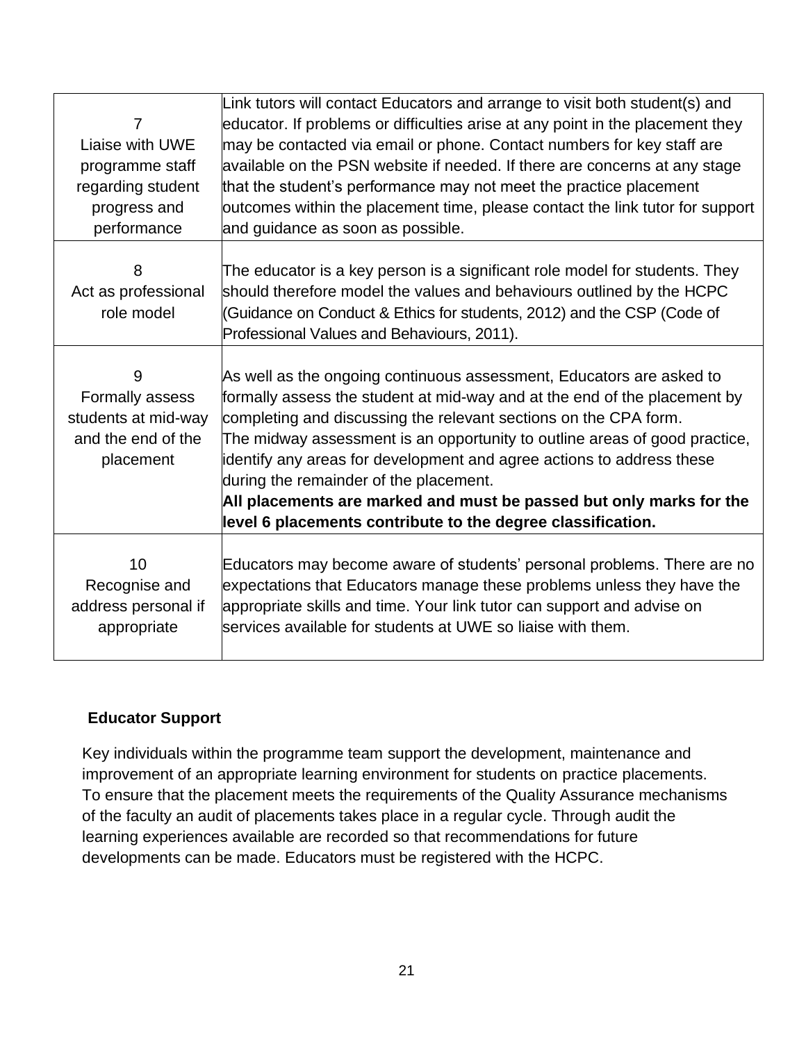| | |
|---|---|
| 7<br>Liaise with UWE programme staff regarding student progress and performance | Link tutors will contact Educators and arrange to visit both student(s) and educator. If problems or difficulties arise at any point in the placement they may be contacted via email or phone. Contact numbers for key staff are available on the PSN website if needed. If there are concerns at any stage that the student's performance may not meet the practice placement outcomes within the placement time, please contact the link tutor for support and guidance as soon as possible. |
| 8<br>Act as professional role model | The educator is a key person is a significant role model for students. They should therefore model the values and behaviours outlined by the HCPC (Guidance on Conduct & Ethics for students, 2012) and the CSP (Code of Professional Values and Behaviours, 2011). |
| 9<br>Formally assess students at mid-way and the end of the placement | As well as the ongoing continuous assessment, Educators are asked to formally assess the student at mid-way and at the end of the placement by completing and discussing the relevant sections on the CPA form.<br>The midway assessment is an opportunity to outline areas of good practice, identify any areas for development and agree actions to address these during the remainder of the placement.<br>**All placements are marked and must be passed but only marks for the level 6 placements contribute to the degree classification.** |
| 10<br>Recognise and address personal if appropriate | Educators may become aware of students' personal problems. There are no expectations that Educators manage these problems unless they have the appropriate skills and time. Your link tutor can support and advise on services available for students at UWE so liaise with them. |

**Educator Support**

Key individuals within the programme team support the development, maintenance and improvement of an appropriate learning environment for students on practice placements. To ensure that the placement meets the requirements of the Quality Assurance mechanisms of the faculty an audit of placements takes place in a regular cycle. Through audit the learning experiences available are recorded so that recommendations for future developments can be made. Educators must be registered with the HCPC.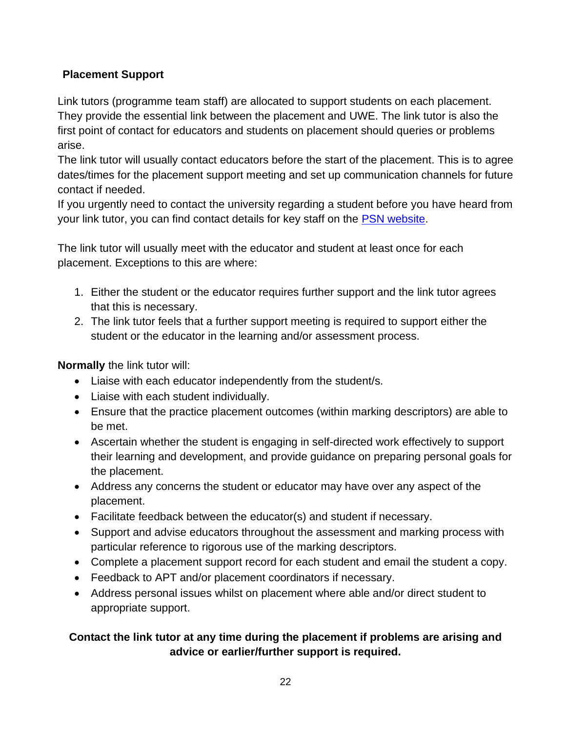## Placement Support

Link tutors (programme team staff) are allocated to support students on each placement. They provide the essential link between the placement and UWE. The link tutor is also the first point of contact for educators and students on placement should queries or problems arise.

The link tutor will usually contact educators before the start of the placement. This is to agree dates/times for the placement support meeting and set up communication channels for future contact if needed.

If you urgently need to contact the university regarding a student before you have heard from your link tutor, you can find contact details for key staff on the PSN website.

The link tutor will usually meet with the educator and student at least once for each placement. Exceptions to this are where:

1. Either the student or the educator requires further support and the link tutor agrees that this is necessary.
2. The link tutor feels that a further support meeting is required to support either the student or the educator in the learning and/or assessment process.

**Normally** the link tutor will:

- Liaise with each educator independently from the student/s.
- Liaise with each student individually.
- Ensure that the practice placement outcomes (within marking descriptors) are able to be met.
- Ascertain whether the student is engaging in self-directed work effectively to support their learning and development, and provide guidance on preparing personal goals for the placement.
- Address any concerns the student or educator may have over any aspect of the placement.
- Facilitate feedback between the educator(s) and student if necessary.
- Support and advise educators throughout the assessment and marking process with particular reference to rigorous use of the marking descriptors.
- Complete a placement support record for each student and email the student a copy.
- Feedback to APT and/or placement coordinators if necessary.
- Address personal issues whilst on placement where able and/or direct student to appropriate support.

**Contact the link tutor at any time during the placement if problems are arising and advice or earlier/further support is required.**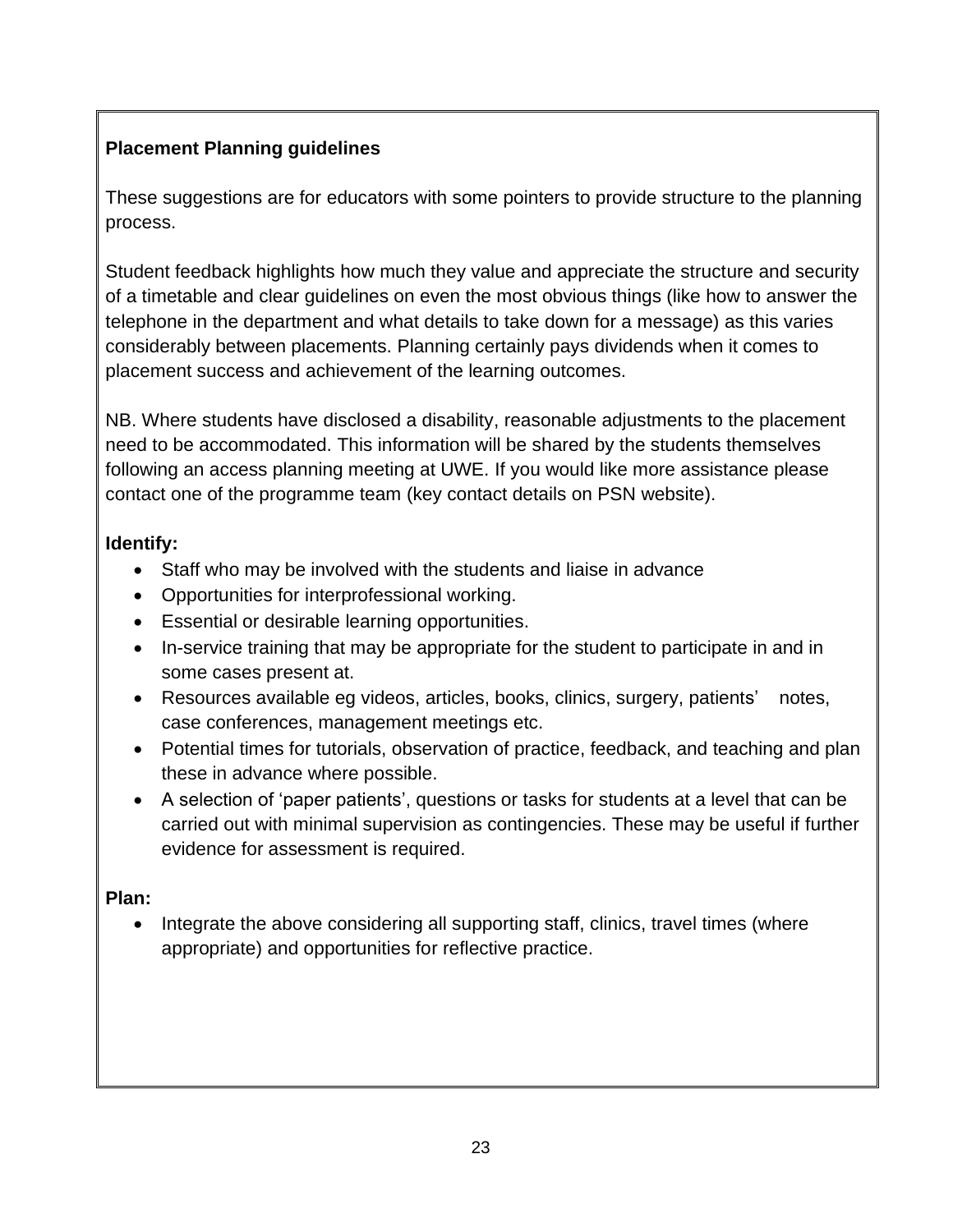**Placement Planning guidelines**

These suggestions are for educators with some pointers to provide structure to the planning process.

Student feedback highlights how much they value and appreciate the structure and security of a timetable and clear guidelines on even the most obvious things (like how to answer the telephone in the department and what details to take down for a message) as this varies considerably between placements. Planning certainly pays dividends when it comes to placement success and achievement of the learning outcomes.

NB. Where students have disclosed a disability, reasonable adjustments to the placement need to be accommodated. This information will be shared by the students themselves following an access planning meeting at UWE. If you would like more assistance please contact one of the programme team (key contact details on PSN website).

**Identify:**

- Staff who may be involved with the students and liaise in advance
- Opportunities for interprofessional working.
- Essential or desirable learning opportunities.
- In-service training that may be appropriate for the student to participate in and in some cases present at.
- Resources available eg videos, articles, books, clinics, surgery, patients' notes, case conferences, management meetings etc.
- Potential times for tutorials, observation of practice, feedback, and teaching and plan these in advance where possible.
- A selection of 'paper patients', questions or tasks for students at a level that can be carried out with minimal supervision as contingencies. These may be useful if further evidence for assessment is required.

**Plan:**

- Integrate the above considering all supporting staff, clinics, travel times (where appropriate) and opportunities for reflective practice.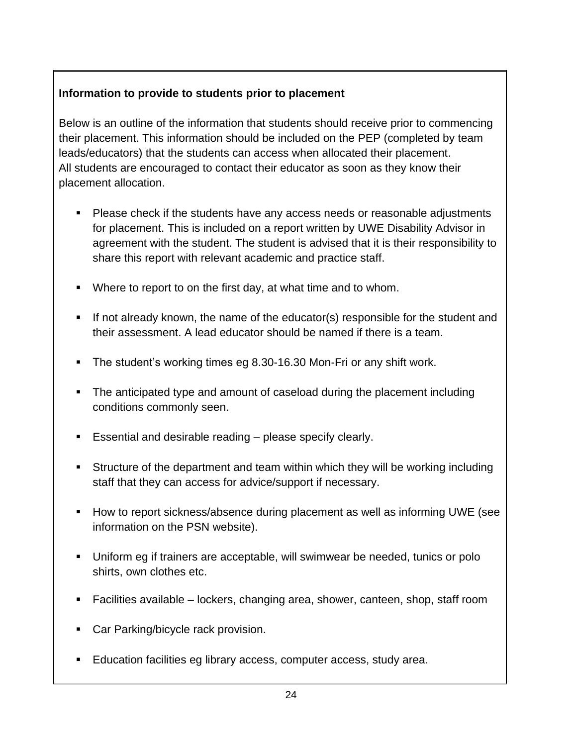**Information to provide to students prior to placement**

Below is an outline of the information that students should receive prior to commencing their placement. This information should be included on the PEP (completed by team leads/educators) that the students can access when allocated their placement.
All students are encouraged to contact their educator as soon as they know their placement allocation.

- Please check if the students have any access needs or reasonable adjustments for placement. This is included on a report written by UWE Disability Advisor in agreement with the student. The student is advised that it is their responsibility to share this report with relevant academic and practice staff.
- Where to report to on the first day, at what time and to whom.
- If not already known, the name of the educator(s) responsible for the student and their assessment. A lead educator should be named if there is a team.
- The student's working times eg 8.30-16.30 Mon-Fri or any shift work.
- The anticipated type and amount of caseload during the placement including conditions commonly seen.
- Essential and desirable reading – please specify clearly.
- Structure of the department and team within which they will be working including staff that they can access for advice/support if necessary.
- How to report sickness/absence during placement as well as informing UWE (see information on the PSN website).
- Uniform eg if trainers are acceptable, will swimwear be needed, tunics or polo shirts, own clothes etc.
- Facilities available – lockers, changing area, shower, canteen, shop, staff room
- Car Parking/bicycle rack provision.
- Education facilities eg library access, computer access, study area.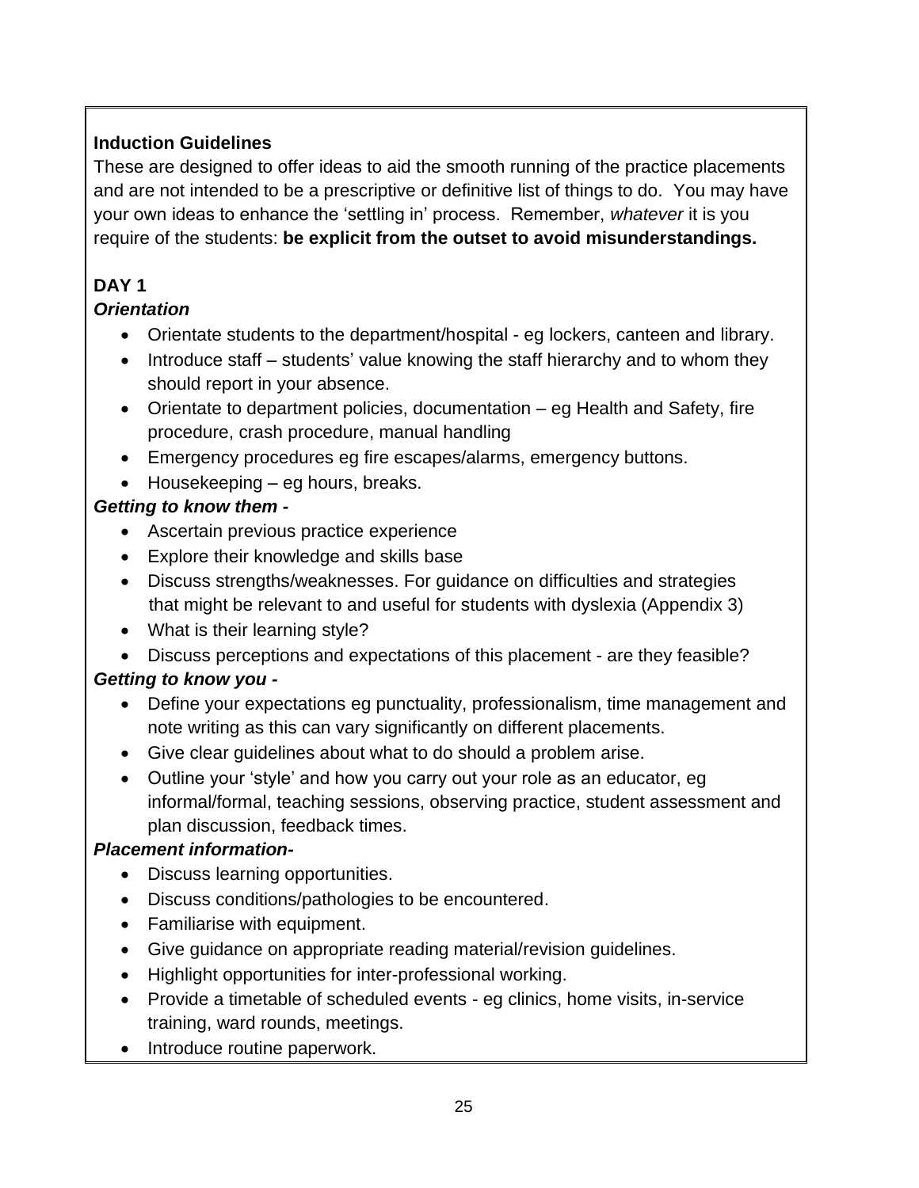**Induction Guidelines**

These are designed to offer ideas to aid the smooth running of the practice placements and are not intended to be a prescriptive or definitive list of things to do. You may have your own ideas to enhance the 'settling in' process. Remember, *whatever* it is you require of the students: **be explicit from the outset to avoid misunderstandings.**

**DAY 1**

***Orientation***

- Orientate students to the department/hospital - eg lockers, canteen and library.
- Introduce staff – students' value knowing the staff hierarchy and to whom they should report in your absence.
- Orientate to department policies, documentation – eg Health and Safety, fire procedure, crash procedure, manual handling
- Emergency procedures eg fire escapes/alarms, emergency buttons.
- Housekeeping – eg hours, breaks.

***Getting to know them -***

- Ascertain previous practice experience
- Explore their knowledge and skills base
- Discuss strengths/weaknesses. For guidance on difficulties and strategies that might be relevant to and useful for students with dyslexia (Appendix 3)
- What is their learning style?
- Discuss perceptions and expectations of this placement - are they feasible?

***Getting to know you -***

- Define your expectations eg punctuality, professionalism, time management and note writing as this can vary significantly on different placements.
- Give clear guidelines about what to do should a problem arise.
- Outline your 'style' and how you carry out your role as an educator, eg informal/formal, teaching sessions, observing practice, student assessment and plan discussion, feedback times.

***Placement information-***

- Discuss learning opportunities.
- Discuss conditions/pathologies to be encountered.
- Familiarise with equipment.
- Give guidance on appropriate reading material/revision guidelines.
- Highlight opportunities for inter-professional working.
- Provide a timetable of scheduled events - eg clinics, home visits, in-service training, ward rounds, meetings.
- Introduce routine paperwork.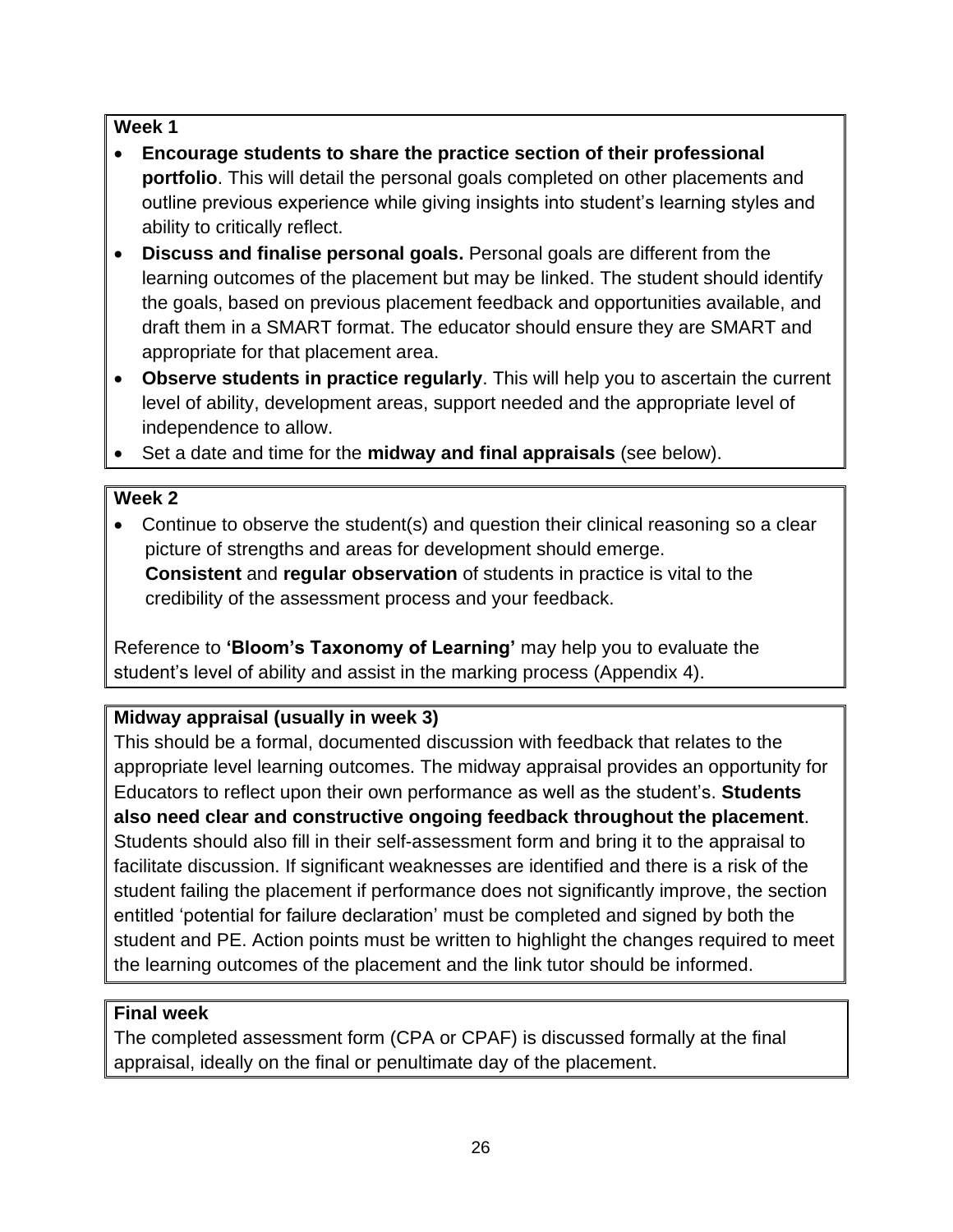**Week 1**

- **Encourage students to share the practice section of their professional portfolio**. This will detail the personal goals completed on other placements and outline previous experience while giving insights into student's learning styles and ability to critically reflect.
- **Discuss and finalise personal goals.** Personal goals are different from the learning outcomes of the placement but may be linked. The student should identify the goals, based on previous placement feedback and opportunities available, and draft them in a SMART format. The educator should ensure they are SMART and appropriate for that placement area.
- **Observe students in practice regularly**. This will help you to ascertain the current level of ability, development areas, support needed and the appropriate level of independence to allow.
- Set a date and time for the **midway and final appraisals** (see below).

**Week 2**

- Continue to observe the student(s) and question their clinical reasoning so a clear picture of strengths and areas for development should emerge. **Consistent** and **regular observation** of students in practice is vital to the credibility of the assessment process and your feedback.

Reference to **'Bloom's Taxonomy of Learning'** may help you to evaluate the student's level of ability and assist in the marking process (Appendix 4).

**Midway appraisal (usually in week 3)**

This should be a formal, documented discussion with feedback that relates to the appropriate level learning outcomes. The midway appraisal provides an opportunity for Educators to reflect upon their own performance as well as the student's. **Students also need clear and constructive ongoing feedback throughout the placement**. Students should also fill in their self-assessment form and bring it to the appraisal to facilitate discussion. If significant weaknesses are identified and there is a risk of the student failing the placement if performance does not significantly improve, the section entitled 'potential for failure declaration' must be completed and signed by both the student and PE. Action points must be written to highlight the changes required to meet the learning outcomes of the placement and the link tutor should be informed.

**Final week**

The completed assessment form (CPA or CPAF) is discussed formally at the final appraisal, ideally on the final or penultimate day of the placement.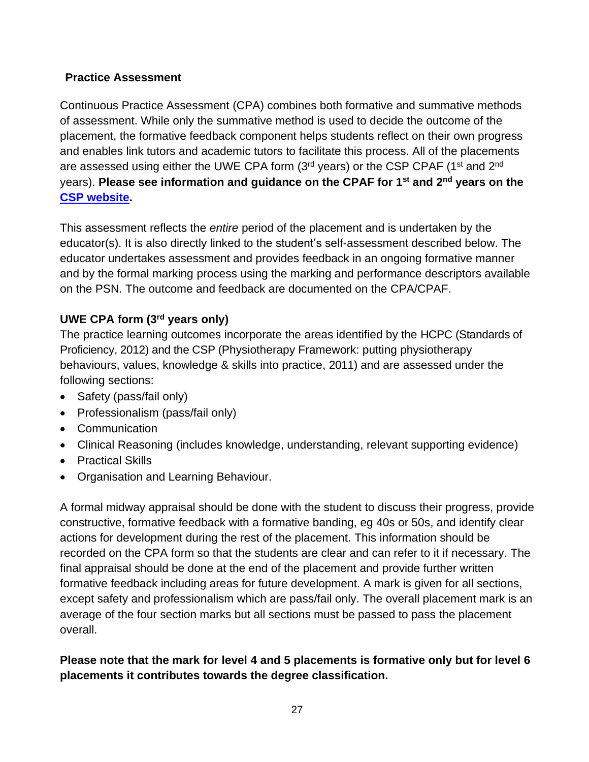## Practice Assessment

Continuous Practice Assessment (CPA) combines both formative and summative methods of assessment. While only the summative method is used to decide the outcome of the placement, the formative feedback component helps students reflect on their own progress and enables link tutors and academic tutors to facilitate this process. All of the placements are assessed using either the UWE CPA form (3rd years) or the CSP CPAF (1st and 2nd years). **Please see information and guidance on the CPAF for 1st and 2nd years on the [CSP website](#).**

This assessment reflects the *entire* period of the placement and is undertaken by the educator(s). It is also directly linked to the student's self-assessment described below. The educator undertakes assessment and provides feedback in an ongoing formative manner and by the formal marking process using the marking and performance descriptors available on the PSN. The outcome and feedback are documented on the CPA/CPAF.

### UWE CPA form (3rd years only)

The practice learning outcomes incorporate the areas identified by the HCPC (Standards of Proficiency, 2012) and the CSP (Physiotherapy Framework: putting physiotherapy behaviours, values, knowledge & skills into practice, 2011) and are assessed under the following sections:

- Safety (pass/fail only)
- Professionalism (pass/fail only)
- Communication
- Clinical Reasoning (includes knowledge, understanding, relevant supporting evidence)
- Practical Skills
- Organisation and Learning Behaviour.

A formal midway appraisal should be done with the student to discuss their progress, provide constructive, formative feedback with a formative banding, eg 40s or 50s, and identify clear actions for development during the rest of the placement. This information should be recorded on the CPA form so that the students are clear and can refer to it if necessary. The final appraisal should be done at the end of the placement and provide further written formative feedback including areas for future development. A mark is given for all sections, except safety and professionalism which are pass/fail only. The overall placement mark is an average of the four section marks but all sections must be passed to pass the placement overall.

**Please note that the mark for level 4 and 5 placements is formative only but for level 6 placements it contributes towards the degree classification.**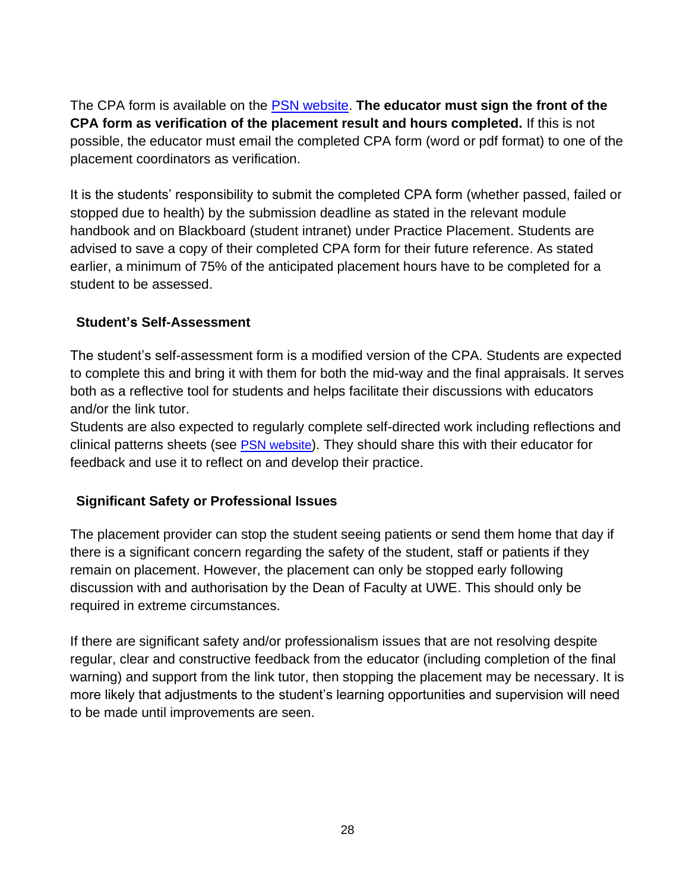The CPA form is available on the [PSN website](#). **The educator must sign the front of the CPA form as verification of the placement result and hours completed.** If this is not possible, the educator must email the completed CPA form (word or pdf format) to one of the placement coordinators as verification.

It is the students' responsibility to submit the completed CPA form (whether passed, failed or stopped due to health) by the submission deadline as stated in the relevant module handbook and on Blackboard (student intranet) under Practice Placement. Students are advised to save a copy of their completed CPA form for their future reference. As stated earlier, a minimum of 75% of the anticipated placement hours have to be completed for a student to be assessed.

### Student's Self-Assessment

The student's self-assessment form is a modified version of the CPA. Students are expected to complete this and bring it with them for both the mid-way and the final appraisals. It serves both as a reflective tool for students and helps facilitate their discussions with educators and/or the link tutor.

Students are also expected to regularly complete self-directed work including reflections and clinical patterns sheets (see [PSN website](#)). They should share this with their educator for feedback and use it to reflect on and develop their practice.

### Significant Safety or Professional Issues

The placement provider can stop the student seeing patients or send them home that day if there is a significant concern regarding the safety of the student, staff or patients if they remain on placement. However, the placement can only be stopped early following discussion with and authorisation by the Dean of Faculty at UWE. This should only be required in extreme circumstances.

If there are significant safety and/or professionalism issues that are not resolving despite regular, clear and constructive feedback from the educator (including completion of the final warning) and support from the link tutor, then stopping the placement may be necessary. It is more likely that adjustments to the student's learning opportunities and supervision will need to be made until improvements are seen.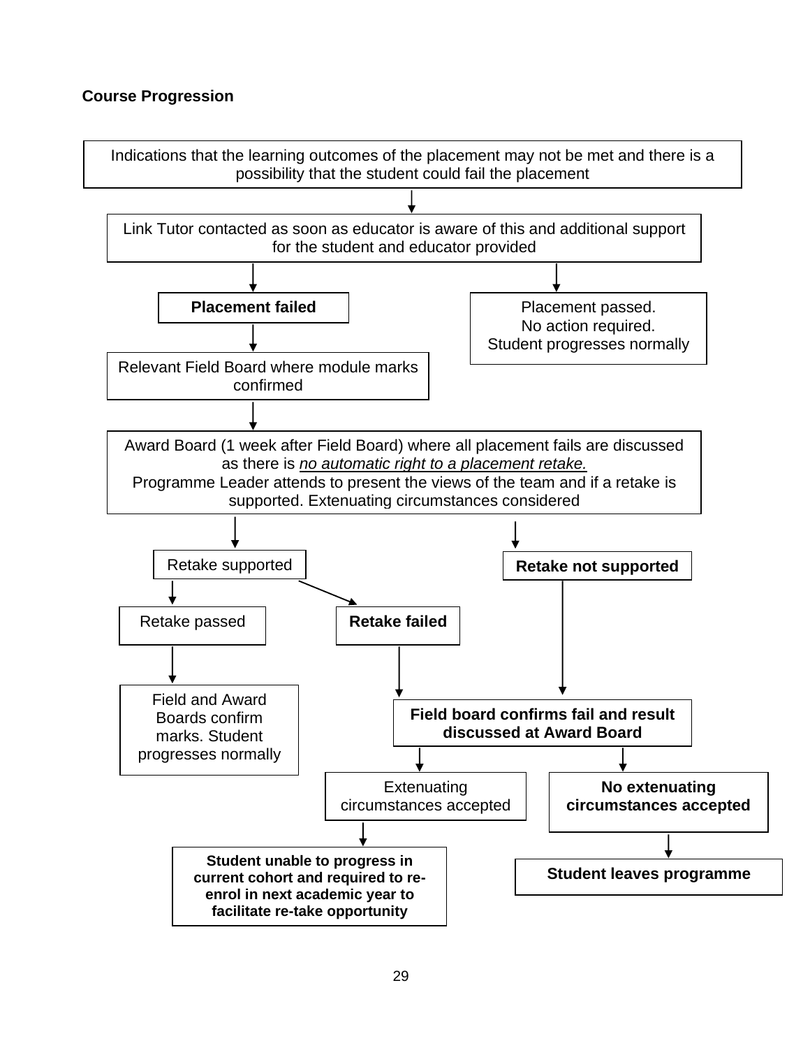**Course Progression**

Indications that the learning outcomes of the placement may not be met and there is a possibility that the student could fail the placement

↓

Link Tutor contacted as soon as educator is aware of this and additional support for the student and educator provided

↓

- **Placement failed**
  - ↓ Relevant Field Board where module marks confirmed
  - ↓ Award Board (1 week after Field Board) where all placement fails are discussed as there is *no automatic right to a placement retake.* Programme Leader attends to present the views of the team and if a retake is supported. Extenuating circumstances considered
    - Retake supported
      - Retake passed
        - ↓ Field and Award Boards confirm marks. Student progresses normally
      - **Retake failed**
        - ↓ **Field board confirms fail and result discussed at Award Board**
    - **Retake not supported**
      - ↓ **Field board confirms fail and result discussed at Award Board**
        - Extenuating circumstances accepted
          - ↓ **Student unable to progress in current cohort and required to re-enrol in next academic year to facilitate re-take opportunity**
        - **No extenuating circumstances accepted**
          - ↓ **Student leaves programme**
- Placement passed. No action required. Student progresses normally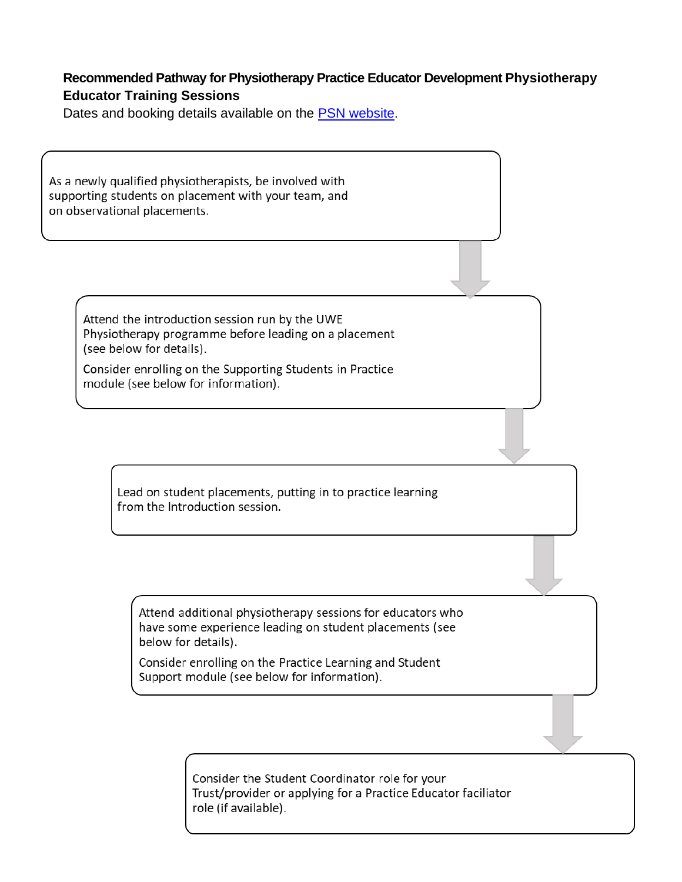**Recommended Pathway for Physiotherapy Practice Educator Development Physiotherapy Educator Training Sessions**

Dates and booking details available on the [PSN website](PSN website).

As a newly qualified physiotherapists, be involved with supporting students on placement with your team, and on observational placements.

↓

Attend the introduction session run by the UWE Physiotherapy programme before leading on a placement (see below for details).

Consider enrolling on the Supporting Students in Practice module (see below for information).

↓

Lead on student placements, putting in to practice learning from the Introduction session.

↓

Attend additional physiotherapy sessions for educators who have some experience leading on student placements (see below for details).

Consider enrolling on the Practice Learning and Student Support module (see below for information).

↓

Consider the Student Coordinator role for your Trust/provider or applying for a Practice Educator faciliator role (if available).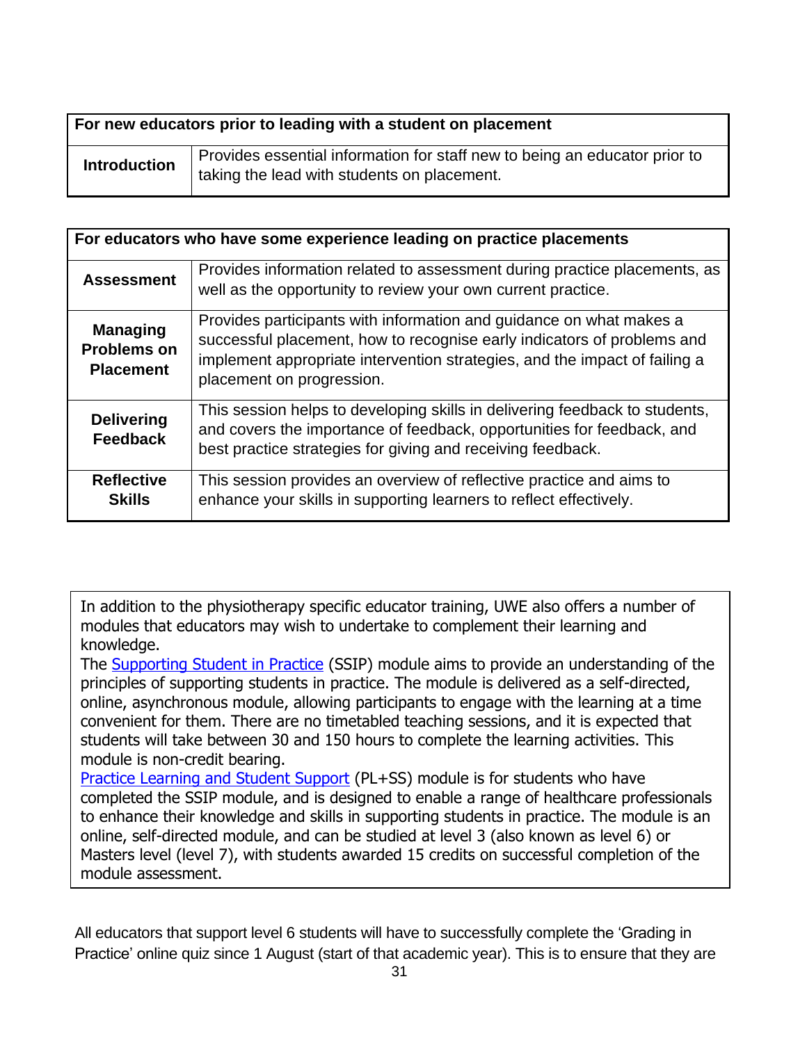| For new educators prior to leading with a student on placement | |
|---|---|
| **Introduction** | Provides essential information for staff new to being an educator prior to taking the lead with students on placement. |

| For educators who have some experience leading on practice placements | |
|---|---|
| **Assessment** | Provides information related to assessment during practice placements, as well as the opportunity to review your own current practice. |
| **Managing Problems on Placement** | Provides participants with information and guidance on what makes a successful placement, how to recognise early indicators of problems and implement appropriate intervention strategies, and the impact of failing a placement on progression. |
| **Delivering Feedback** | This session helps to developing skills in delivering feedback to students, and covers the importance of feedback, opportunities for feedback, and best practice strategies for giving and receiving feedback. |
| **Reflective Skills** | This session provides an overview of reflective practice and aims to enhance your skills in supporting learners to reflect effectively. |

In addition to the physiotherapy specific educator training, UWE also offers a number of modules that educators may wish to undertake to complement their learning and knowledge.

The Supporting Student in Practice (SSIP) module aims to provide an understanding of the principles of supporting students in practice. The module is delivered as a self-directed, online, asynchronous module, allowing participants to engage with the learning at a time convenient for them. There are no timetabled teaching sessions, and it is expected that students will take between 30 and 150 hours to complete the learning activities. This module is non-credit bearing.

Practice Learning and Student Support (PL+SS) module is for students who have completed the SSIP module, and is designed to enable a range of healthcare professionals to enhance their knowledge and skills in supporting students in practice. The module is an online, self-directed module, and can be studied at level 3 (also known as level 6) or Masters level (level 7), with students awarded 15 credits on successful completion of the module assessment.

All educators that support level 6 students will have to successfully complete the 'Grading in Practice' online quiz since 1 August (start of that academic year). This is to ensure that they are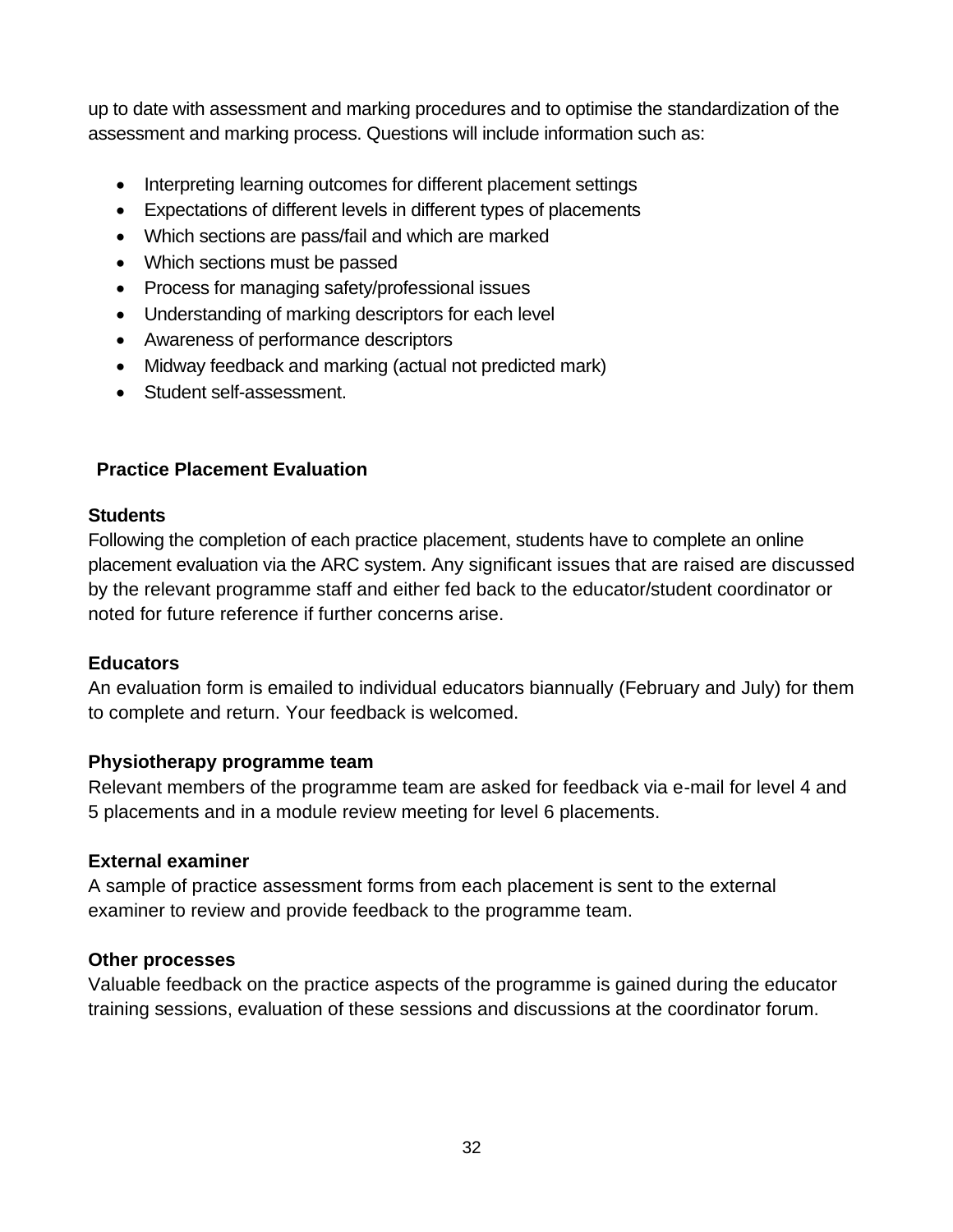up to date with assessment and marking procedures and to optimise the standardization of the assessment and marking process. Questions will include information such as:

- Interpreting learning outcomes for different placement settings
- Expectations of different levels in different types of placements
- Which sections are pass/fail and which are marked
- Which sections must be passed
- Process for managing safety/professional issues
- Understanding of marking descriptors for each level
- Awareness of performance descriptors
- Midway feedback and marking (actual not predicted mark)
- Student self-assessment.

## Practice Placement Evaluation

### Students

Following the completion of each practice placement, students have to complete an online placement evaluation via the ARC system. Any significant issues that are raised are discussed by the relevant programme staff and either fed back to the educator/student coordinator or noted for future reference if further concerns arise.

### Educators

An evaluation form is emailed to individual educators biannually (February and July) for them to complete and return. Your feedback is welcomed.

### Physiotherapy programme team

Relevant members of the programme team are asked for feedback via e-mail for level 4 and 5 placements and in a module review meeting for level 6 placements.

### External examiner

A sample of practice assessment forms from each placement is sent to the external examiner to review and provide feedback to the programme team.

### Other processes

Valuable feedback on the practice aspects of the programme is gained during the educator training sessions, evaluation of these sessions and discussions at the coordinator forum.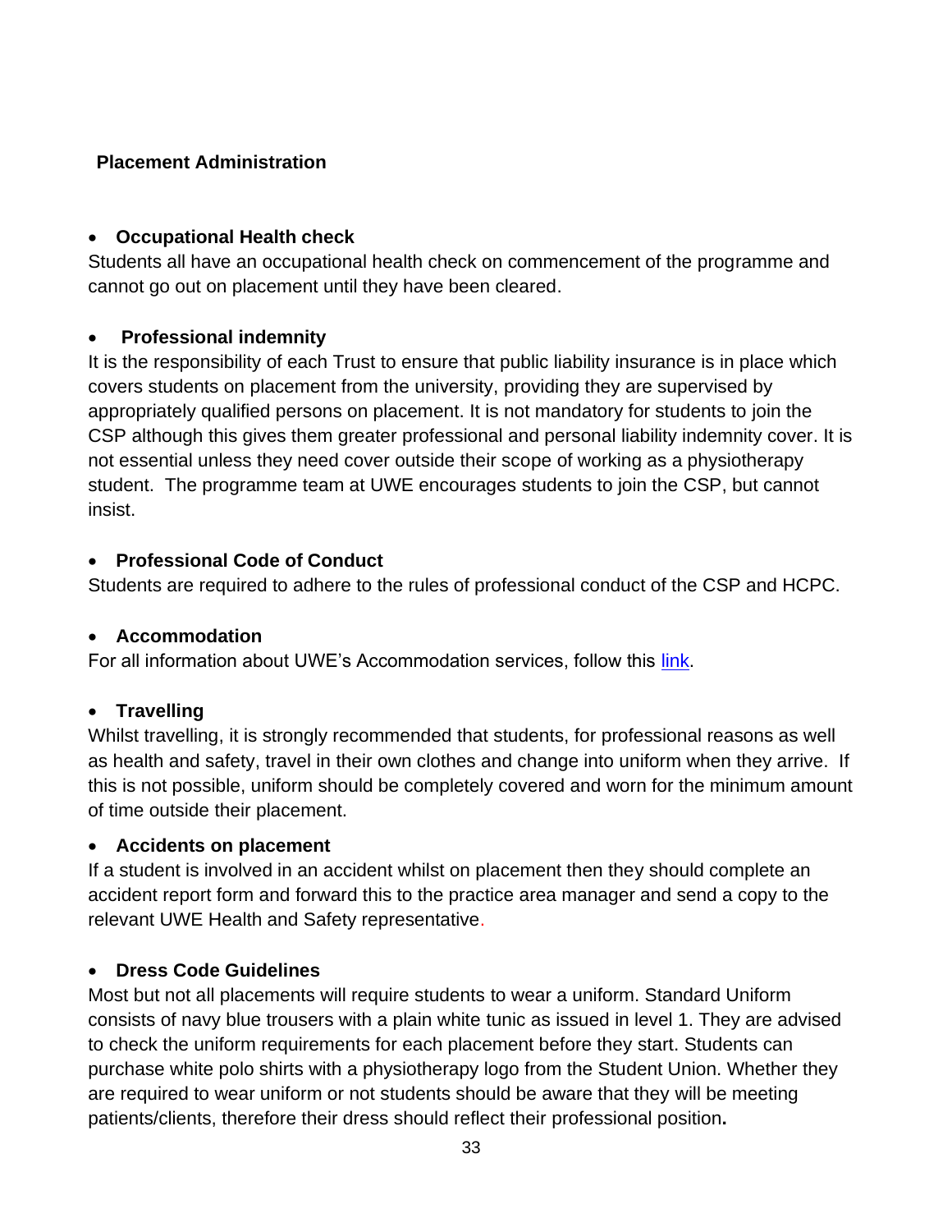## Placement Administration

- **Occupational Health check**

Students all have an occupational health check on commencement of the programme and cannot go out on placement until they have been cleared.

- **Professional indemnity**

It is the responsibility of each Trust to ensure that public liability insurance is in place which covers students on placement from the university, providing they are supervised by appropriately qualified persons on placement. It is not mandatory for students to join the CSP although this gives them greater professional and personal liability indemnity cover. It is not essential unless they need cover outside their scope of working as a physiotherapy student. The programme team at UWE encourages students to join the CSP, but cannot insist.

- **Professional Code of Conduct**

Students are required to adhere to the rules of professional conduct of the CSP and HCPC.

- **Accommodation**

For all information about UWE's Accommodation services, follow this link.

- **Travelling**

Whilst travelling, it is strongly recommended that students, for professional reasons as well as health and safety, travel in their own clothes and change into uniform when they arrive. If this is not possible, uniform should be completely covered and worn for the minimum amount of time outside their placement.

- **Accidents on placement**

If a student is involved in an accident whilst on placement then they should complete an accident report form and forward this to the practice area manager and send a copy to the relevant UWE Health and Safety representative.

- **Dress Code Guidelines**

Most but not all placements will require students to wear a uniform. Standard Uniform consists of navy blue trousers with a plain white tunic as issued in level 1. They are advised to check the uniform requirements for each placement before they start. Students can purchase white polo shirts with a physiotherapy logo from the Student Union. Whether they are required to wear uniform or not students should be aware that they will be meeting patients/clients, therefore their dress should reflect their professional position.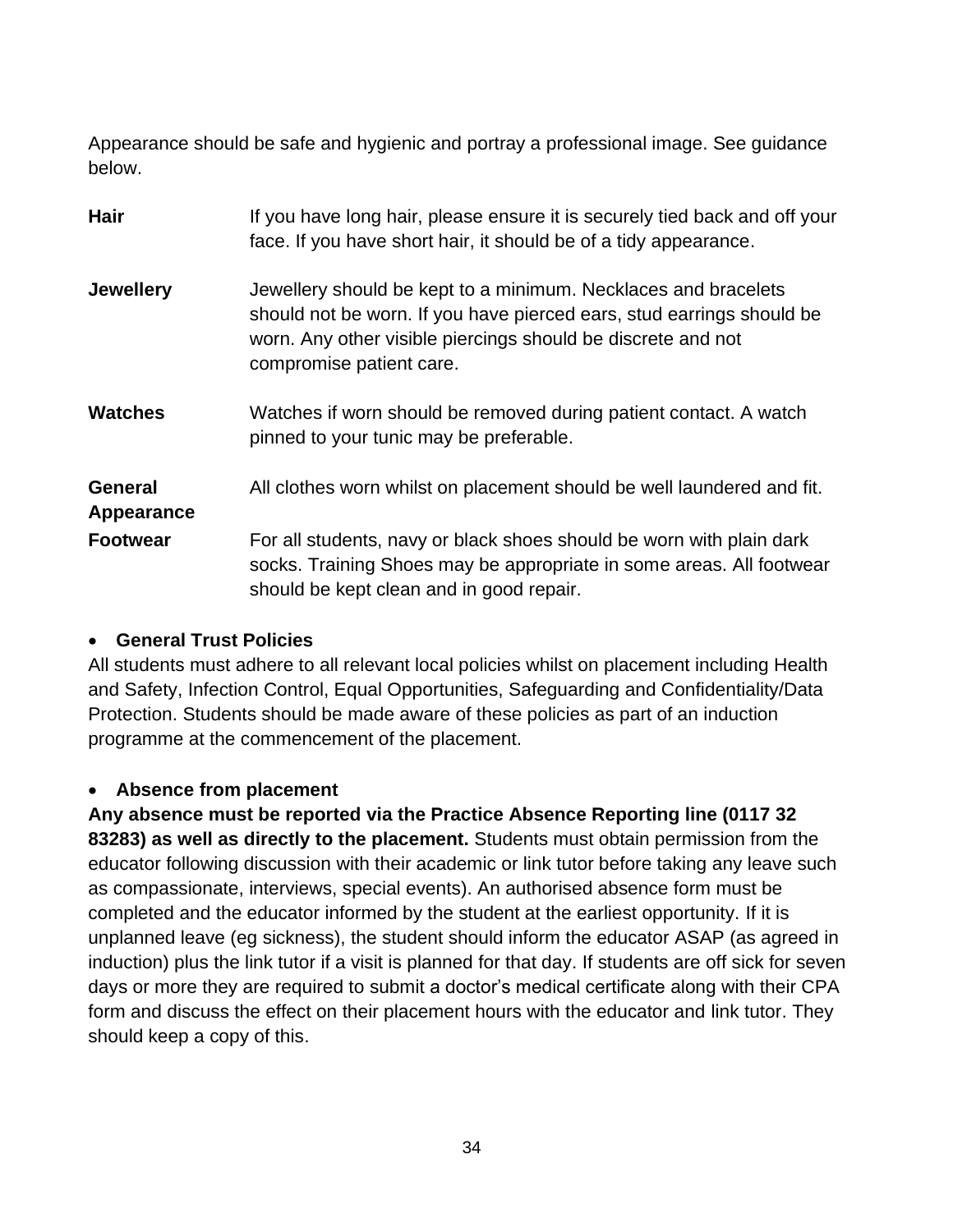Appearance should be safe and hygienic and portray a professional image. See guidance below.

| | |
|---|---|
| **Hair** | If you have long hair, please ensure it is securely tied back and off your face. If you have short hair, it should be of a tidy appearance. |
| **Jewellery** | Jewellery should be kept to a minimum. Necklaces and bracelets should not be worn. If you have pierced ears, stud earrings should be worn. Any other visible piercings should be discrete and not compromise patient care. |
| **Watches** | Watches if worn should be removed during patient contact. A watch pinned to your tunic may be preferable. |
| **General Appearance** | All clothes worn whilst on placement should be well laundered and fit. |
| **Footwear** | For all students, navy or black shoes should be worn with plain dark socks. Training Shoes may be appropriate in some areas. All footwear should be kept clean and in good repair. |

- **General Trust Policies**

All students must adhere to all relevant local policies whilst on placement including Health and Safety, Infection Control, Equal Opportunities, Safeguarding and Confidentiality/Data Protection. Students should be made aware of these policies as part of an induction programme at the commencement of the placement.

- **Absence from placement**

**Any absence must be reported via the Practice Absence Reporting line (0117 32 83283) as well as directly to the placement.** Students must obtain permission from the educator following discussion with their academic or link tutor before taking any leave such as compassionate, interviews, special events). An authorised absence form must be completed and the educator informed by the student at the earliest opportunity. If it is unplanned leave (eg sickness), the student should inform the educator ASAP (as agreed in induction) plus the link tutor if a visit is planned for that day. If students are off sick for seven days or more they are required to submit a doctor's medical certificate along with their CPA form and discuss the effect on their placement hours with the educator and link tutor. They should keep a copy of this.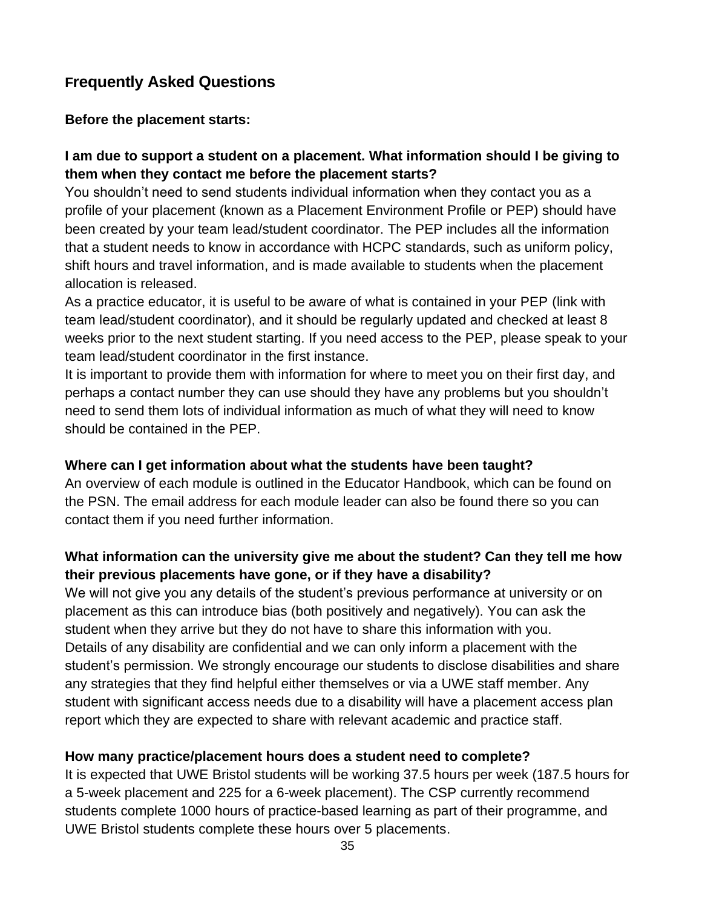## Frequently Asked Questions

### Before the placement starts:

**I am due to support a student on a placement. What information should I be giving to them when they contact me before the placement starts?**

You shouldn't need to send students individual information when they contact you as a profile of your placement (known as a Placement Environment Profile or PEP) should have been created by your team lead/student coordinator. The PEP includes all the information that a student needs to know in accordance with HCPC standards, such as uniform policy, shift hours and travel information, and is made available to students when the placement allocation is released.

As a practice educator, it is useful to be aware of what is contained in your PEP (link with team lead/student coordinator), and it should be regularly updated and checked at least 8 weeks prior to the next student starting. If you need access to the PEP, please speak to your team lead/student coordinator in the first instance.

It is important to provide them with information for where to meet you on their first day, and perhaps a contact number they can use should they have any problems but you shouldn't need to send them lots of individual information as much of what they will need to know should be contained in the PEP.

**Where can I get information about what the students have been taught?**

An overview of each module is outlined in the Educator Handbook, which can be found on the PSN. The email address for each module leader can also be found there so you can contact them if you need further information.

**What information can the university give me about the student? Can they tell me how their previous placements have gone, or if they have a disability?**

We will not give you any details of the student's previous performance at university or on placement as this can introduce bias (both positively and negatively). You can ask the student when they arrive but they do not have to share this information with you.

Details of any disability are confidential and we can only inform a placement with the student's permission. We strongly encourage our students to disclose disabilities and share any strategies that they find helpful either themselves or via a UWE staff member. Any student with significant access needs due to a disability will have a placement access plan report which they are expected to share with relevant academic and practice staff.

**How many practice/placement hours does a student need to complete?**

It is expected that UWE Bristol students will be working 37.5 hours per week (187.5 hours for a 5-week placement and 225 for a 6-week placement). The CSP currently recommend students complete 1000 hours of practice-based learning as part of their programme, and UWE Bristol students complete these hours over 5 placements.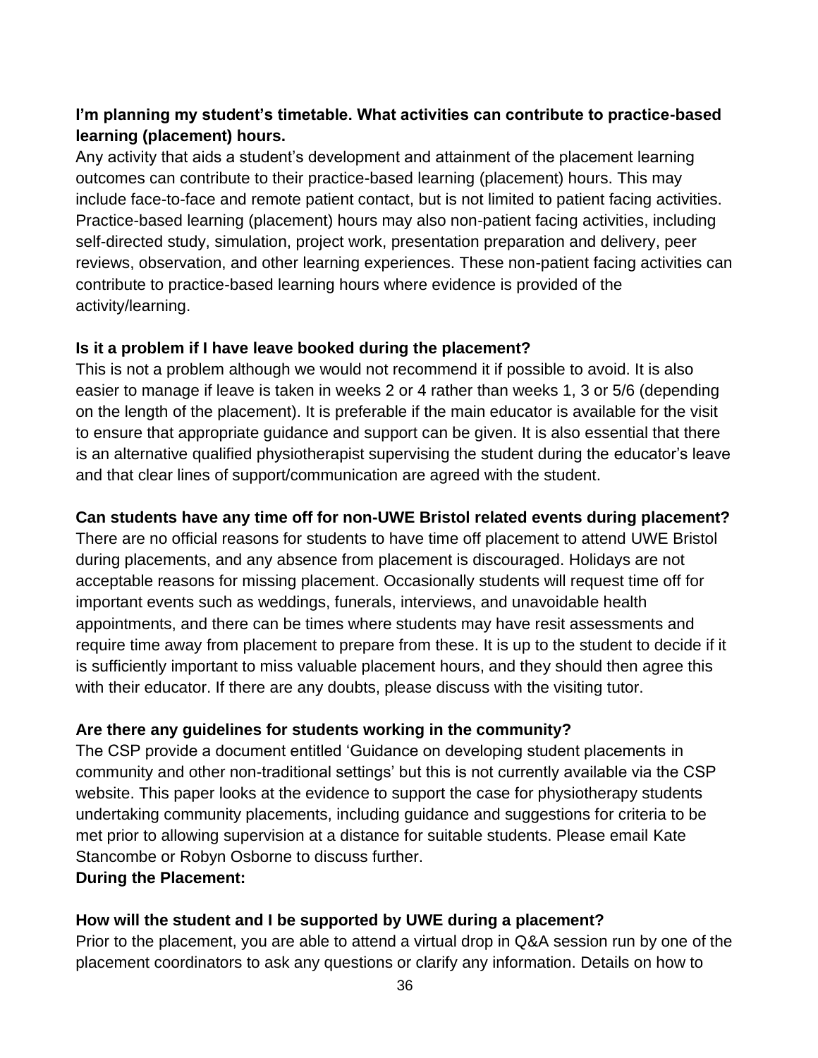**I'm planning my student's timetable. What activities can contribute to practice-based learning (placement) hours.**

Any activity that aids a student's development and attainment of the placement learning outcomes can contribute to their practice-based learning (placement) hours. This may include face-to-face and remote patient contact, but is not limited to patient facing activities. Practice-based learning (placement) hours may also non-patient facing activities, including self-directed study, simulation, project work, presentation preparation and delivery, peer reviews, observation, and other learning experiences. These non-patient facing activities can contribute to practice-based learning hours where evidence is provided of the activity/learning.

**Is it a problem if I have leave booked during the placement?**

This is not a problem although we would not recommend it if possible to avoid. It is also easier to manage if leave is taken in weeks 2 or 4 rather than weeks 1, 3 or 5/6 (depending on the length of the placement). It is preferable if the main educator is available for the visit to ensure that appropriate guidance and support can be given. It is also essential that there is an alternative qualified physiotherapist supervising the student during the educator's leave and that clear lines of support/communication are agreed with the student.

**Can students have any time off for non-UWE Bristol related events during placement?**

There are no official reasons for students to have time off placement to attend UWE Bristol during placements, and any absence from placement is discouraged. Holidays are not acceptable reasons for missing placement. Occasionally students will request time off for important events such as weddings, funerals, interviews, and unavoidable health appointments, and there can be times where students may have resit assessments and require time away from placement to prepare from these. It is up to the student to decide if it is sufficiently important to miss valuable placement hours, and they should then agree this with their educator. If there are any doubts, please discuss with the visiting tutor.

**Are there any guidelines for students working in the community?**

The CSP provide a document entitled 'Guidance on developing student placements in community and other non-traditional settings' but this is not currently available via the CSP website. This paper looks at the evidence to support the case for physiotherapy students undertaking community placements, including guidance and suggestions for criteria to be met prior to allowing supervision at a distance for suitable students. Please email Kate Stancombe or Robyn Osborne to discuss further.

**During the Placement:**

**How will the student and I be supported by UWE during a placement?**

Prior to the placement, you are able to attend a virtual drop in Q&A session run by one of the placement coordinators to ask any questions or clarify any information. Details on how to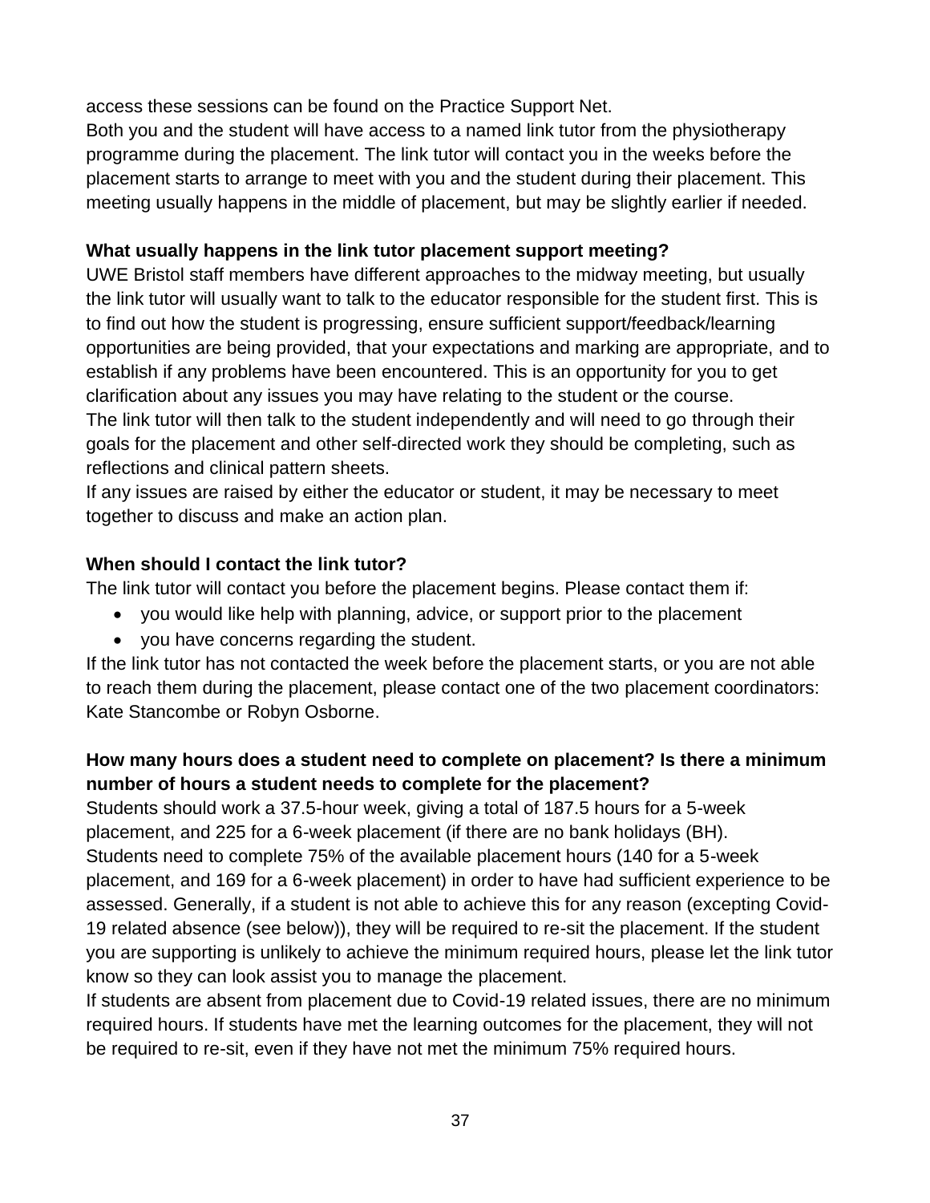access these sessions can be found on the Practice Support Net.

Both you and the student will have access to a named link tutor from the physiotherapy programme during the placement. The link tutor will contact you in the weeks before the placement starts to arrange to meet with you and the student during their placement. This meeting usually happens in the middle of placement, but may be slightly earlier if needed.

**What usually happens in the link tutor placement support meeting?**

UWE Bristol staff members have different approaches to the midway meeting, but usually the link tutor will usually want to talk to the educator responsible for the student first. This is to find out how the student is progressing, ensure sufficient support/feedback/learning opportunities are being provided, that your expectations and marking are appropriate, and to establish if any problems have been encountered. This is an opportunity for you to get clarification about any issues you may have relating to the student or the course.

The link tutor will then talk to the student independently and will need to go through their goals for the placement and other self-directed work they should be completing, such as reflections and clinical pattern sheets.

If any issues are raised by either the educator or student, it may be necessary to meet together to discuss and make an action plan.

**When should I contact the link tutor?**

The link tutor will contact you before the placement begins. Please contact them if:

- you would like help with planning, advice, or support prior to the placement
- you have concerns regarding the student.

If the link tutor has not contacted the week before the placement starts, or you are not able to reach them during the placement, please contact one of the two placement coordinators: Kate Stancombe or Robyn Osborne.

**How many hours does a student need to complete on placement? Is there a minimum number of hours a student needs to complete for the placement?**

Students should work a 37.5-hour week, giving a total of 187.5 hours for a 5-week placement, and 225 for a 6-week placement (if there are no bank holidays (BH).

Students need to complete 75% of the available placement hours (140 for a 5-week placement, and 169 for a 6-week placement) in order to have had sufficient experience to be assessed. Generally, if a student is not able to achieve this for any reason (excepting Covid-19 related absence (see below)), they will be required to re-sit the placement. If the student you are supporting is unlikely to achieve the minimum required hours, please let the link tutor know so they can look assist you to manage the placement.

If students are absent from placement due to Covid-19 related issues, there are no minimum required hours. If students have met the learning outcomes for the placement, they will not be required to re-sit, even if they have not met the minimum 75% required hours.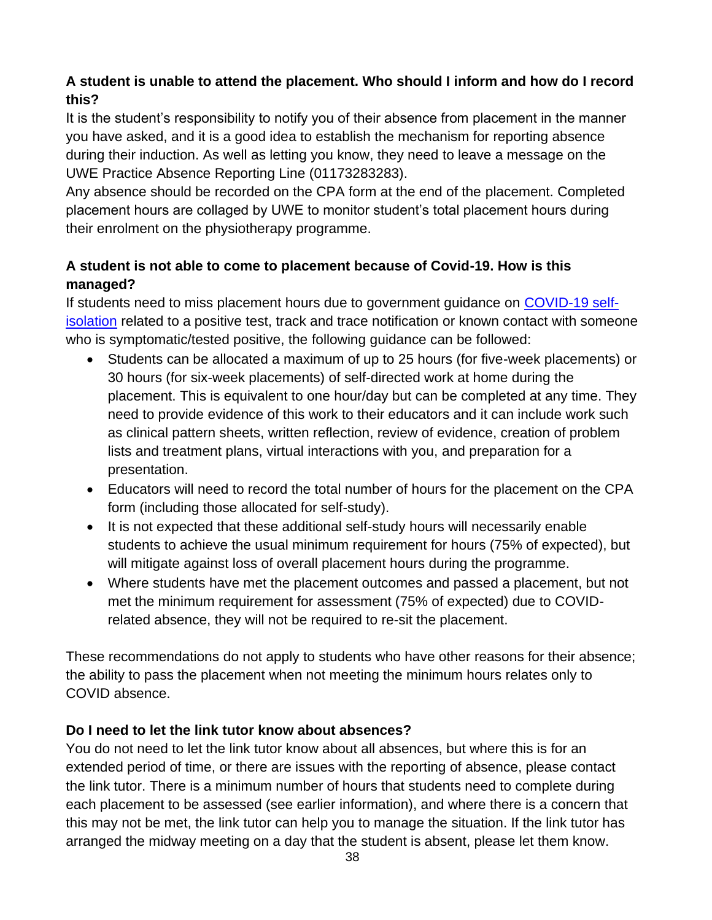**A student is unable to attend the placement. Who should I inform and how do I record this?**

It is the student's responsibility to notify you of their absence from placement in the manner you have asked, and it is a good idea to establish the mechanism for reporting absence during their induction. As well as letting you know, they need to leave a message on the UWE Practice Absence Reporting Line (01173283283).

Any absence should be recorded on the CPA form at the end of the placement. Completed placement hours are collaged by UWE to monitor student's total placement hours during their enrolment on the physiotherapy programme.

**A student is not able to come to placement because of Covid-19. How is this managed?**

If students need to miss placement hours due to government guidance on [COVID-19 self-isolation] related to a positive test, track and trace notification or known contact with someone who is symptomatic/tested positive, the following guidance can be followed:

- Students can be allocated a maximum of up to 25 hours (for five-week placements) or 30 hours (for six-week placements) of self-directed work at home during the placement. This is equivalent to one hour/day but can be completed at any time. They need to provide evidence of this work to their educators and it can include work such as clinical pattern sheets, written reflection, review of evidence, creation of problem lists and treatment plans, virtual interactions with you, and preparation for a presentation.
- Educators will need to record the total number of hours for the placement on the CPA form (including those allocated for self-study).
- It is not expected that these additional self-study hours will necessarily enable students to achieve the usual minimum requirement for hours (75% of expected), but will mitigate against loss of overall placement hours during the programme.
- Where students have met the placement outcomes and passed a placement, but not met the minimum requirement for assessment (75% of expected) due to COVID-related absence, they will not be required to re-sit the placement.

These recommendations do not apply to students who have other reasons for their absence; the ability to pass the placement when not meeting the minimum hours relates only to COVID absence.

**Do I need to let the link tutor know about absences?**

You do not need to let the link tutor know about all absences, but where this is for an extended period of time, or there are issues with the reporting of absence, please contact the link tutor. There is a minimum number of hours that students need to complete during each placement to be assessed (see earlier information), and where there is a concern that this may not be met, the link tutor can help you to manage the situation. If the link tutor has arranged the midway meeting on a day that the student is absent, please let them know.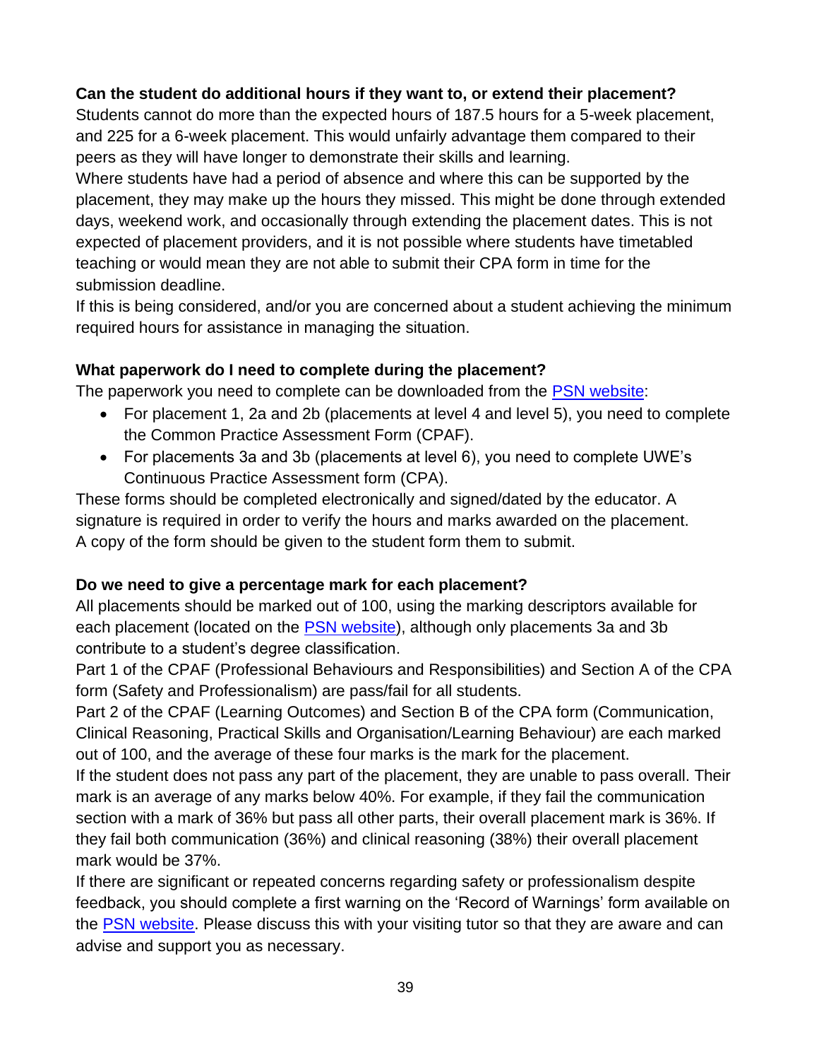**Can the student do additional hours if they want to, or extend their placement?**

Students cannot do more than the expected hours of 187.5 hours for a 5-week placement, and 225 for a 6-week placement. This would unfairly advantage them compared to their peers as they will have longer to demonstrate their skills and learning.

Where students have had a period of absence and where this can be supported by the placement, they may make up the hours they missed. This might be done through extended days, weekend work, and occasionally through extending the placement dates. This is not expected of placement providers, and it is not possible where students have timetabled teaching or would mean they are not able to submit their CPA form in time for the submission deadline.

If this is being considered, and/or you are concerned about a student achieving the minimum required hours for assistance in managing the situation.

**What paperwork do I need to complete during the placement?**

The paperwork you need to complete can be downloaded from the [PSN website]:

- For placement 1, 2a and 2b (placements at level 4 and level 5), you need to complete the Common Practice Assessment Form (CPAF).
- For placements 3a and 3b (placements at level 6), you need to complete UWE's Continuous Practice Assessment form (CPA).

These forms should be completed electronically and signed/dated by the educator. A signature is required in order to verify the hours and marks awarded on the placement. A copy of the form should be given to the student form them to submit.

**Do we need to give a percentage mark for each placement?**

All placements should be marked out of 100, using the marking descriptors available for each placement (located on the [PSN website]), although only placements 3a and 3b contribute to a student's degree classification.

Part 1 of the CPAF (Professional Behaviours and Responsibilities) and Section A of the CPA form (Safety and Professionalism) are pass/fail for all students.

Part 2 of the CPAF (Learning Outcomes) and Section B of the CPA form (Communication, Clinical Reasoning, Practical Skills and Organisation/Learning Behaviour) are each marked out of 100, and the average of these four marks is the mark for the placement.

If the student does not pass any part of the placement, they are unable to pass overall. Their mark is an average of any marks below 40%. For example, if they fail the communication section with a mark of 36% but pass all other parts, their overall placement mark is 36%. If they fail both communication (36%) and clinical reasoning (38%) their overall placement mark would be 37%.

If there are significant or repeated concerns regarding safety or professionalism despite feedback, you should complete a first warning on the 'Record of Warnings' form available on the [PSN website]. Please discuss this with your visiting tutor so that they are aware and can advise and support you as necessary.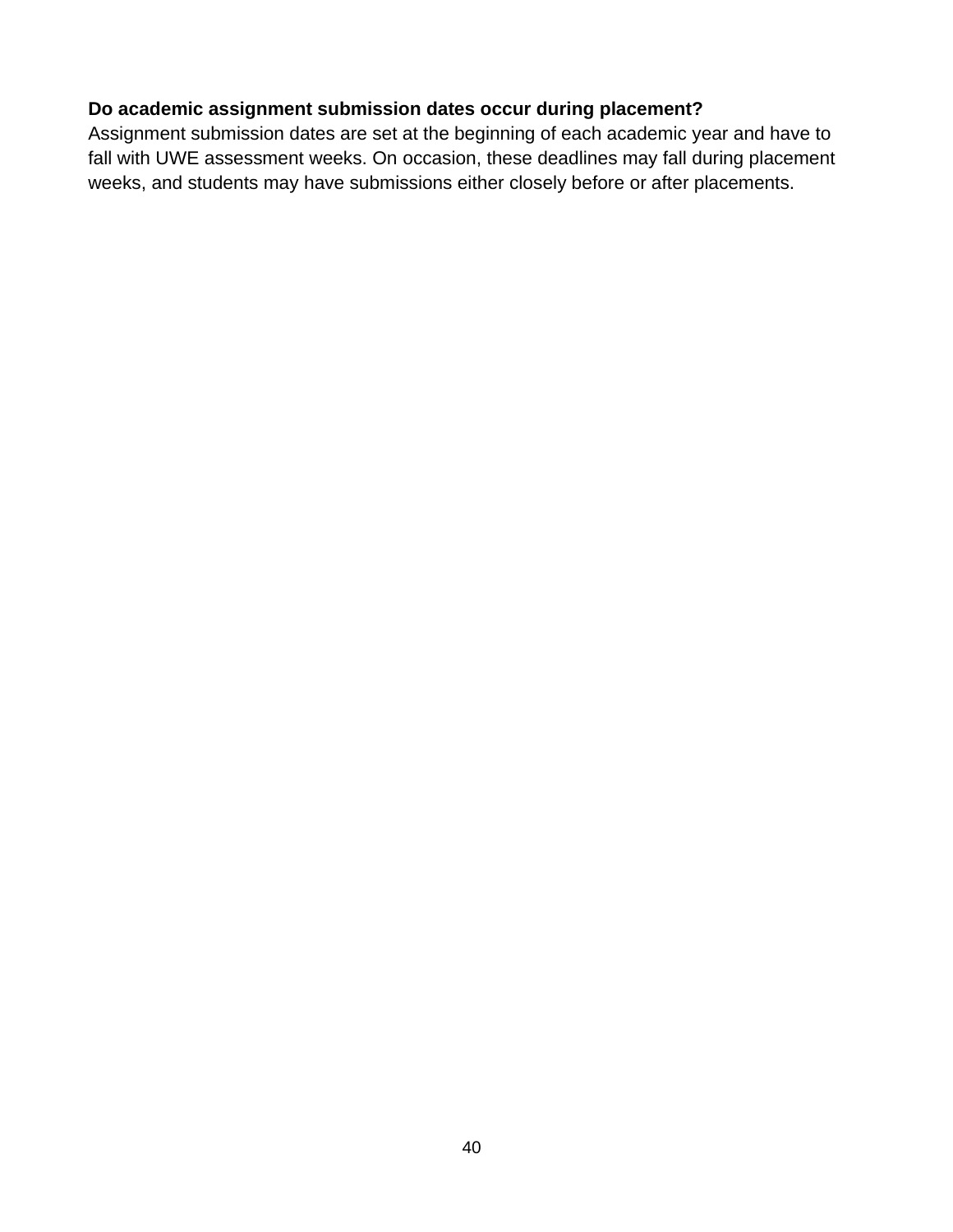**Do academic assignment submission dates occur during placement?**

Assignment submission dates are set at the beginning of each academic year and have to fall with UWE assessment weeks. On occasion, these deadlines may fall during placement weeks, and students may have submissions either closely before or after placements.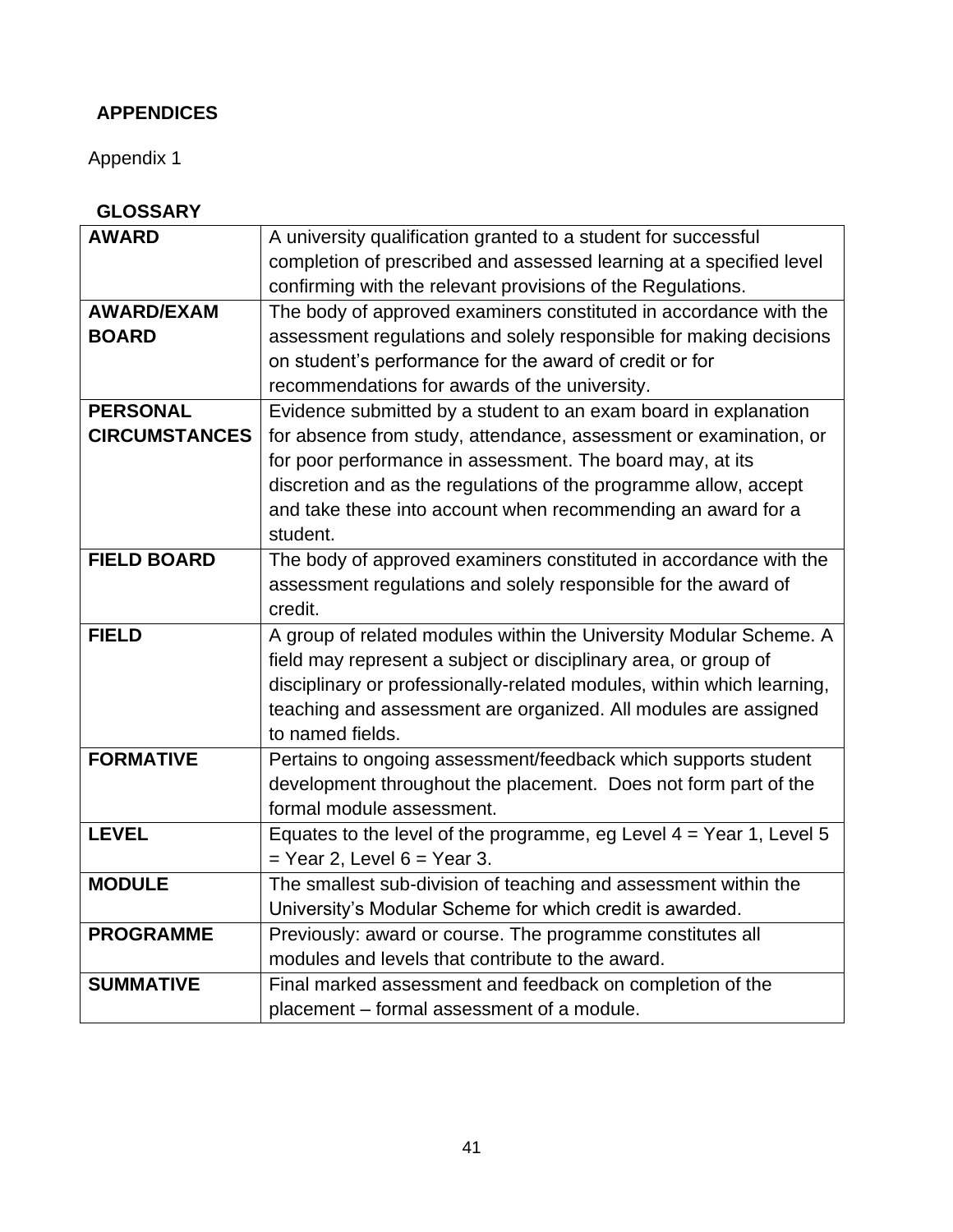## APPENDICES

Appendix 1

### GLOSSARY

| | |
|---|---|
| **AWARD** | A university qualification granted to a student for successful completion of prescribed and assessed learning at a specified level confirming with the relevant provisions of the Regulations. |
| **AWARD/EXAM BOARD** | The body of approved examiners constituted in accordance with the assessment regulations and solely responsible for making decisions on student's performance for the award of credit or for recommendations for awards of the university. |
| **PERSONAL CIRCUMSTANCES** | Evidence submitted by a student to an exam board in explanation for absence from study, attendance, assessment or examination, or for poor performance in assessment. The board may, at its discretion and as the regulations of the programme allow, accept and take these into account when recommending an award for a student. |
| **FIELD BOARD** | The body of approved examiners constituted in accordance with the assessment regulations and solely responsible for the award of credit. |
| **FIELD** | A group of related modules within the University Modular Scheme. A field may represent a subject or disciplinary area, or group of disciplinary or professionally-related modules, within which learning, teaching and assessment are organized. All modules are assigned to named fields. |
| **FORMATIVE** | Pertains to ongoing assessment/feedback which supports student development throughout the placement. Does not form part of the formal module assessment. |
| **LEVEL** | Equates to the level of the programme, eg Level 4 = Year 1, Level 5 = Year 2, Level 6 = Year 3. |
| **MODULE** | The smallest sub-division of teaching and assessment within the University's Modular Scheme for which credit is awarded. |
| **PROGRAMME** | Previously: award or course. The programme constitutes all modules and levels that contribute to the award. |
| **SUMMATIVE** | Final marked assessment and feedback on completion of the placement – formal assessment of a module. |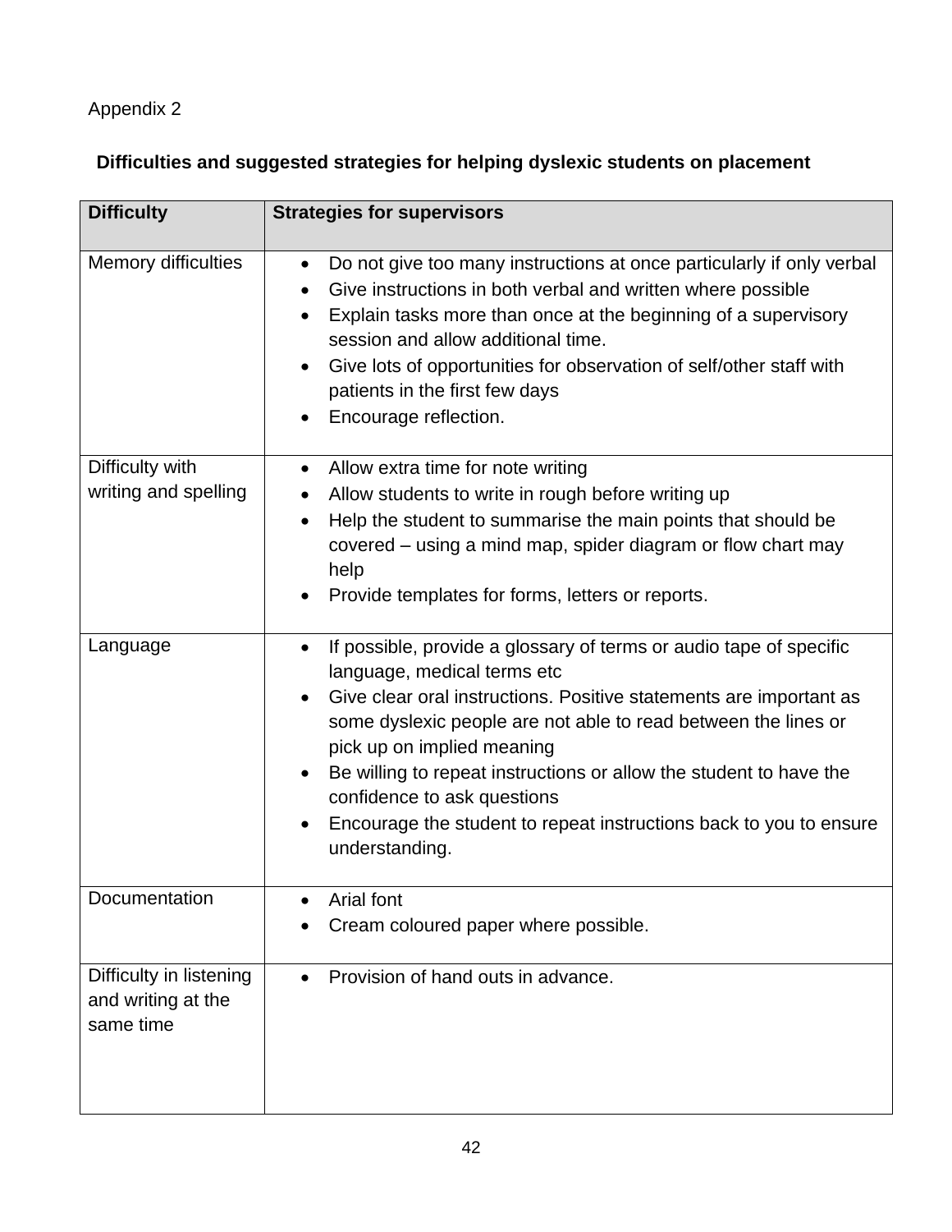Appendix 2

## Difficulties and suggested strategies for helping dyslexic students on placement

| Difficulty | Strategies for supervisors |
| --- | --- |
| Memory difficulties | • Do not give too many instructions at once particularly if only verbal<br>• Give instructions in both verbal and written where possible<br>• Explain tasks more than once at the beginning of a supervisory session and allow additional time.<br>• Give lots of opportunities for observation of self/other staff with patients in the first few days<br>• Encourage reflection. |
| Difficulty with writing and spelling | • Allow extra time for note writing<br>• Allow students to write in rough before writing up<br>• Help the student to summarise the main points that should be covered – using a mind map, spider diagram or flow chart may help<br>• Provide templates for forms, letters or reports. |
| Language | • If possible, provide a glossary of terms or audio tape of specific language, medical terms etc<br>• Give clear oral instructions. Positive statements are important as some dyslexic people are not able to read between the lines or pick up on implied meaning<br>• Be willing to repeat instructions or allow the student to have the confidence to ask questions<br>• Encourage the student to repeat instructions back to you to ensure understanding. |
| Documentation | • Arial font<br>• Cream coloured paper where possible. |
| Difficulty in listening and writing at the same time | • Provision of hand outs in advance. |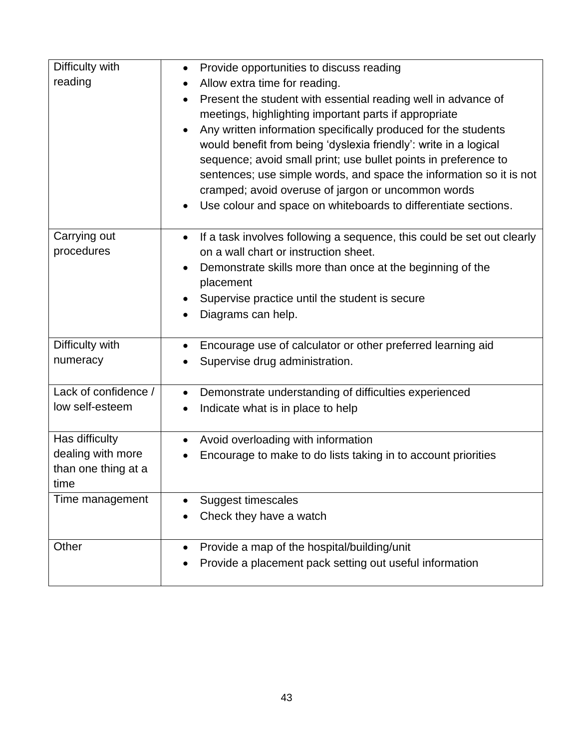| | |
|---|---|
| Difficulty with reading | • Provide opportunities to discuss reading<br>• Allow extra time for reading.<br>• Present the student with essential reading well in advance of meetings, highlighting important parts if appropriate<br>• Any written information specifically produced for the students would benefit from being 'dyslexia friendly': write in a logical sequence; avoid small print; use bullet points in preference to sentences; use simple words, and space the information so it is not cramped; avoid overuse of jargon or uncommon words<br>• Use colour and space on whiteboards to differentiate sections. |
| Carrying out procedures | • If a task involves following a sequence, this could be set out clearly on a wall chart or instruction sheet.<br>• Demonstrate skills more than once at the beginning of the placement<br>• Supervise practice until the student is secure<br>• Diagrams can help. |
| Difficulty with numeracy | • Encourage use of calculator or other preferred learning aid<br>• Supervise drug administration. |
| Lack of confidence / low self-esteem | • Demonstrate understanding of difficulties experienced<br>• Indicate what is in place to help |
| Has difficulty dealing with more than one thing at a time | • Avoid overloading with information<br>• Encourage to make to do lists taking in to account priorities |
| Time management | • Suggest timescales<br>• Check they have a watch |
| Other | • Provide a map of the hospital/building/unit<br>• Provide a placement pack setting out useful information |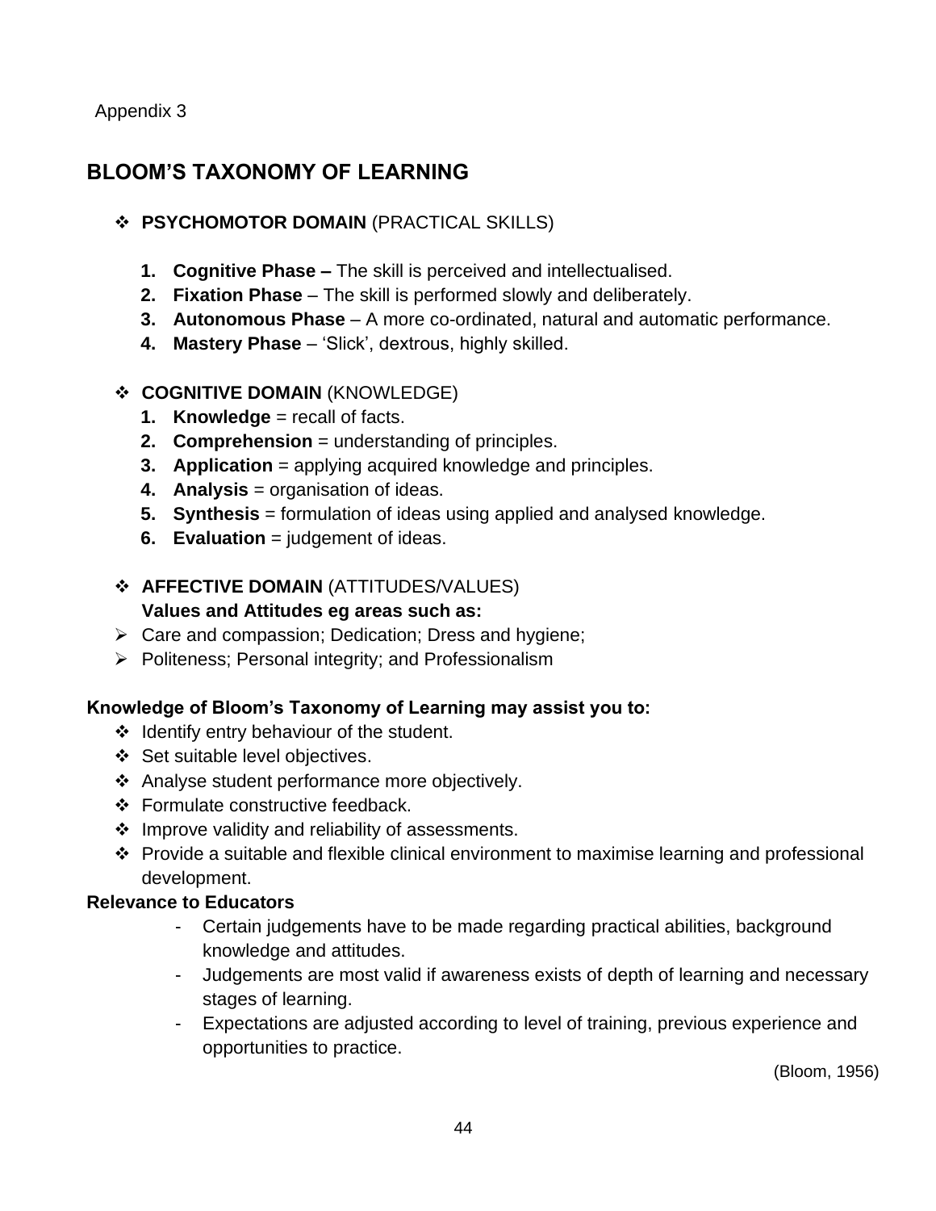Appendix 3

# BLOOM'S TAXONOMY OF LEARNING

- **PSYCHOMOTOR DOMAIN** (PRACTICAL SKILLS)

  1. **Cognitive Phase –** The skill is perceived and intellectualised.
  2. **Fixation Phase** – The skill is performed slowly and deliberately.
  3. **Autonomous Phase** – A more co-ordinated, natural and automatic performance.
  4. **Mastery Phase** – 'Slick', dextrous, highly skilled.

- **COGNITIVE DOMAIN** (KNOWLEDGE)
  1. **Knowledge** = recall of facts.
  2. **Comprehension** = understanding of principles.
  3. **Application** = applying acquired knowledge and principles.
  4. **Analysis** = organisation of ideas.
  5. **Synthesis** = formulation of ideas using applied and analysed knowledge.
  6. **Evaluation** = judgement of ideas.

- **AFFECTIVE DOMAIN** (ATTITUDES/VALUES)
  **Values and Attitudes eg areas such as:**
- Care and compassion; Dedication; Dress and hygiene;
- Politeness; Personal integrity; and Professionalism

**Knowledge of Bloom's Taxonomy of Learning may assist you to:**

- Identify entry behaviour of the student.
- Set suitable level objectives.
- Analyse student performance more objectively.
- Formulate constructive feedback.
- Improve validity and reliability of assessments.
- Provide a suitable and flexible clinical environment to maximise learning and professional development.

**Relevance to Educators**

- Certain judgements have to be made regarding practical abilities, background knowledge and attitudes.
- Judgements are most valid if awareness exists of depth of learning and necessary stages of learning.
- Expectations are adjusted according to level of training, previous experience and opportunities to practice.

(Bloom, 1956)